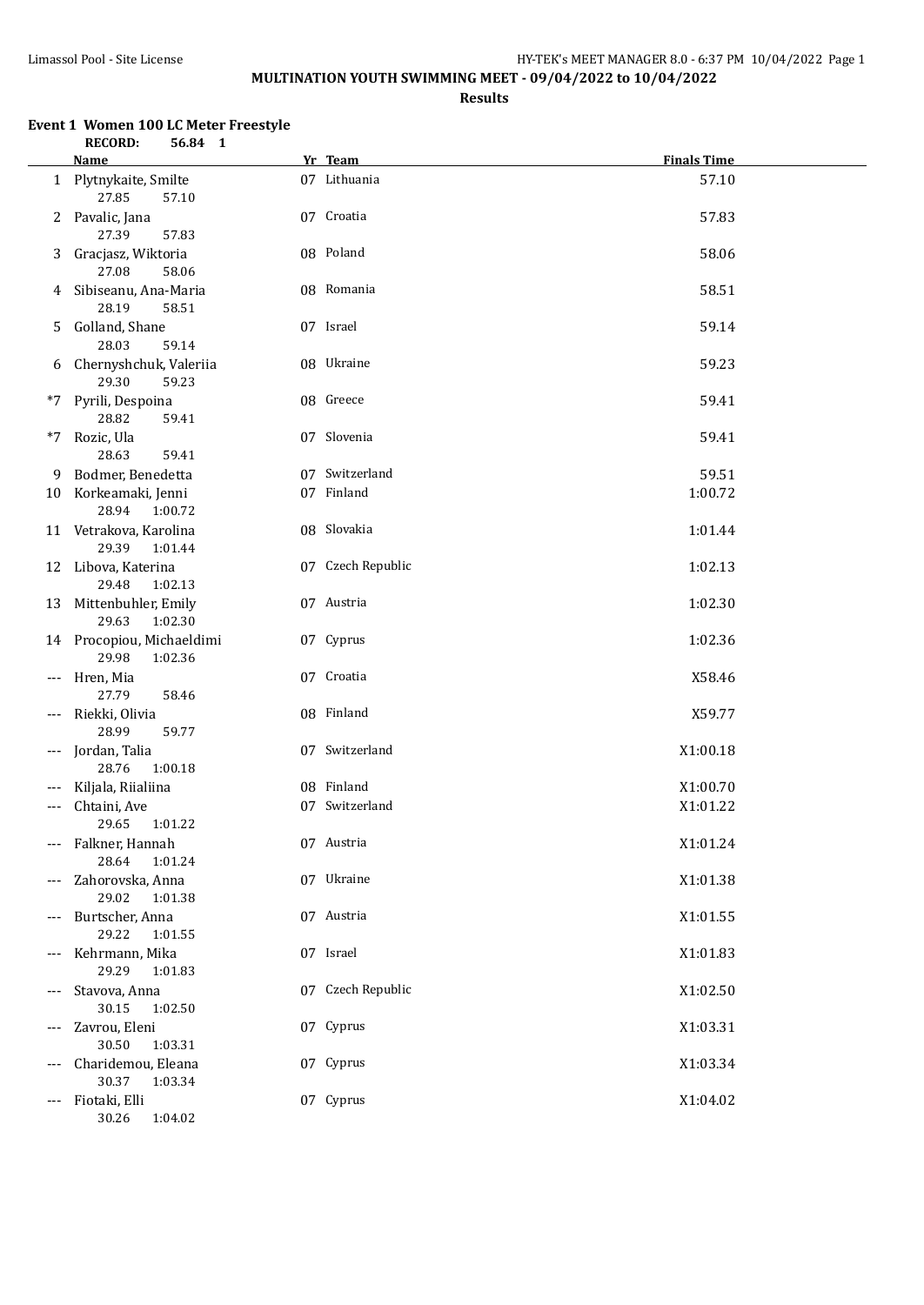# MULTINATION YOUTH SWIMMING MEET - 09/04/2022 to 10/04/2022

**Results**

### Event 1 Women 100 LC Meter Freestyle

**RECORD: 56.84 1**

| | Name | Yr | Team | Finals Time |
|---|---|---|---|---|
| 1 | Plytnykaite, Smilte | 07 | Lithuania | 57.10 |
| | 27.85 57.10 | | | |
| 2 | Pavalic, Jana | 07 | Croatia | 57.83 |
| | 27.39 57.83 | | | |
| 3 | Gracjasz, Wiktoria | 08 | Poland | 58.06 |
| | 27.08 58.06 | | | |
| 4 | Sibiseanu, Ana-Maria | 08 | Romania | 58.51 |
| | 28.19 58.51 | | | |
| 5 | Golland, Shane | 07 | Israel | 59.14 |
| | 28.03 59.14 | | | |
| 6 | Chernyshchuk, Valeriia | 08 | Ukraine | 59.23 |
| | 29.30 59.23 | | | |
| *7 | Pyrili, Despoina | 08 | Greece | 59.41 |
| | 28.82 59.41 | | | |
| *7 | Rozic, Ula | 07 | Slovenia | 59.41 |
| | 28.63 59.41 | | | |
| 9 | Bodmer, Benedetta | 07 | Switzerland | 59.51 |
| 10 | Korkeamaki, Jenni | 07 | Finland | 1:00.72 |
| | 28.94 1:00.72 | | | |
| 11 | Vetrakova, Karolina | 08 | Slovakia | 1:01.44 |
| | 29.39 1:01.44 | | | |
| 12 | Libova, Katerina | 07 | Czech Republic | 1:02.13 |
| | 29.48 1:02.13 | | | |
| 13 | Mittenbuhler, Emily | 07 | Austria | 1:02.30 |
| | 29.63 1:02.30 | | | |
| 14 | Procopiou, Michaeldimi | 07 | Cyprus | 1:02.36 |
| | 29.98 1:02.36 | | | |
| --- | Hren, Mia | 07 | Croatia | X58.46 |
| | 27.79 58.46 | | | |
| --- | Riekki, Olivia | 08 | Finland | X59.77 |
| | 28.99 59.77 | | | |
| --- | Jordan, Talia | 07 | Switzerland | X1:00.18 |
| | 28.76 1:00.18 | | | |
| --- | Kiljala, Riialiina | 08 | Finland | X1:00.70 |
| --- | Chtaini, Ave | 07 | Switzerland | X1:01.22 |
| | 29.65 1:01.22 | | | |
| --- | Falkner, Hannah | 07 | Austria | X1:01.24 |
| | 28.64 1:01.24 | | | |
| --- | Zahorovska, Anna | 07 | Ukraine | X1:01.38 |
| | 29.02 1:01.38 | | | |
| --- | Burtscher, Anna | 07 | Austria | X1:01.55 |
| | 29.22 1:01.55 | | | |
| --- | Kehrmann, Mika | 07 | Israel | X1:01.83 |
| | 29.29 1:01.83 | | | |
| --- | Stavova, Anna | 07 | Czech Republic | X1:02.50 |
| | 30.15 1:02.50 | | | |
| --- | Zavrou, Eleni | 07 | Cyprus | X1:03.31 |
| | 30.50 1:03.31 | | | |
| --- | Charidemou, Eleana | 07 | Cyprus | X1:03.34 |
| | 30.37 1:03.34 | | | |
| --- | Fiotaki, Elli | 07 | Cyprus | X1:04.02 |
| | 30.26 1:04.02 | | | |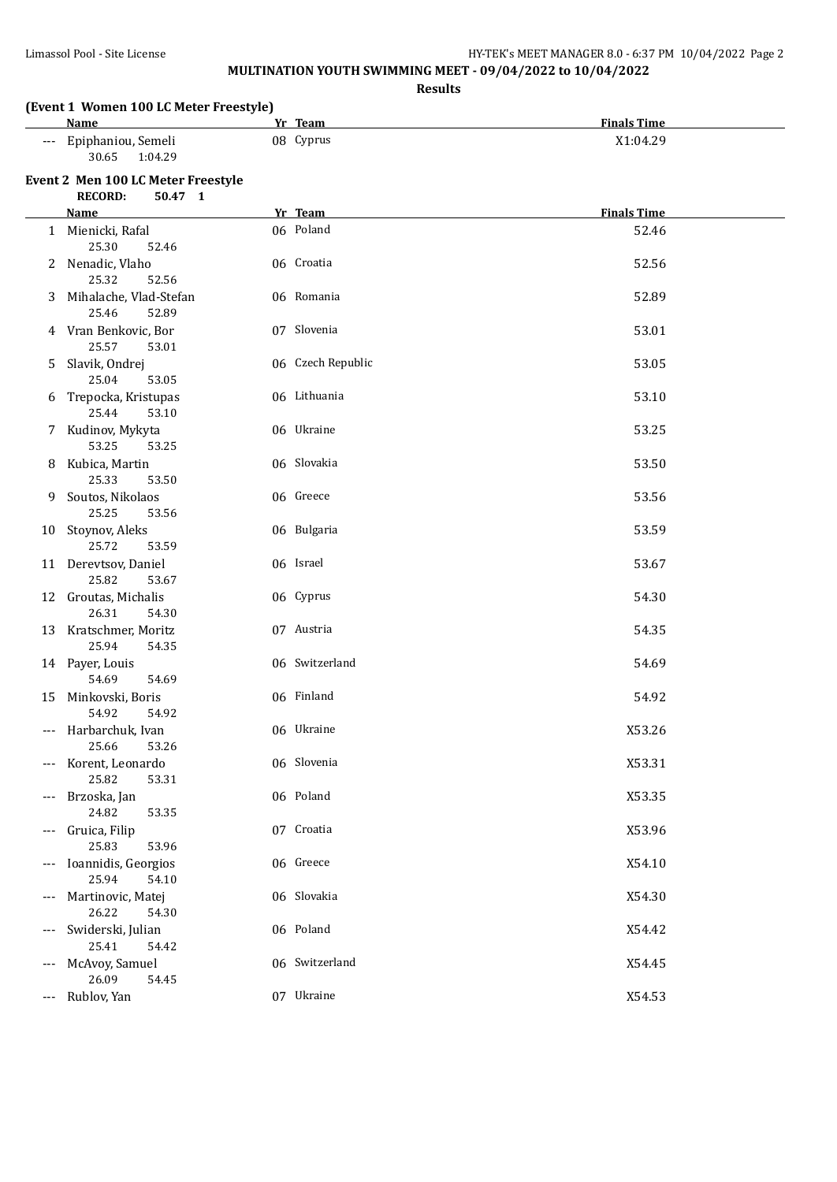**MULTINATION YOUTH SWIMMING MEET - 09/04/2022 to 10/04/2022**

**Results**

### (Event 1 Women 100 LC Meter Freestyle)

| | Name | Yr | Team | Finals Time |
|---|---|---|---|---|
| --- | Epiphaniou, Semeli<br>30.65 1:04.29 | 08 | Cyprus | X1:04.29 |

### Event 2 Men 100 LC Meter Freestyle

**RECORD: 50.47 1**

| | Name | Yr | Team | Finals Time |
|---|---|---|---|---|
| 1 | Mienicki, Rafal<br>25.30 52.46 | 06 | Poland | 52.46 |
| 2 | Nenadic, Vlaho<br>25.32 52.56 | 06 | Croatia | 52.56 |
| 3 | Mihalache, Vlad-Stefan<br>25.46 52.89 | 06 | Romania | 52.89 |
| 4 | Vran Benkovic, Bor<br>25.57 53.01 | 07 | Slovenia | 53.01 |
| 5 | Slavik, Ondrej<br>25.04 53.05 | 06 | Czech Republic | 53.05 |
| 6 | Trepocka, Kristupas<br>25.44 53.10 | 06 | Lithuania | 53.10 |
| 7 | Kudinov, Mykyta<br>53.25 53.25 | 06 | Ukraine | 53.25 |
| 8 | Kubica, Martin<br>25.33 53.50 | 06 | Slovakia | 53.50 |
| 9 | Soutos, Nikolaos<br>25.25 53.56 | 06 | Greece | 53.56 |
| 10 | Stoynov, Aleks<br>25.72 53.59 | 06 | Bulgaria | 53.59 |
| 11 | Derevtsov, Daniel<br>25.82 53.67 | 06 | Israel | 53.67 |
| 12 | Groutas, Michalis<br>26.31 54.30 | 06 | Cyprus | 54.30 |
| 13 | Kratschmer, Moritz<br>25.94 54.35 | 07 | Austria | 54.35 |
| 14 | Payer, Louis<br>54.69 54.69 | 06 | Switzerland | 54.69 |
| 15 | Minkovski, Boris<br>54.92 54.92 | 06 | Finland | 54.92 |
| --- | Harbarchuk, Ivan<br>25.66 53.26 | 06 | Ukraine | X53.26 |
| --- | Korent, Leonardo<br>25.82 53.31 | 06 | Slovenia | X53.31 |
| --- | Brzoska, Jan<br>24.82 53.35 | 06 | Poland | X53.35 |
| --- | Gruica, Filip<br>25.83 53.96 | 07 | Croatia | X53.96 |
| --- | Ioannidis, Georgios<br>25.94 54.10 | 06 | Greece | X54.10 |
| --- | Martinovic, Matej<br>26.22 54.30 | 06 | Slovakia | X54.30 |
| --- | Swiderski, Julian<br>25.41 54.42 | 06 | Poland | X54.42 |
| --- | McAvoy, Samuel<br>26.09 54.45 | 06 | Switzerland | X54.45 |
| --- | Rublov, Yan | 07 | Ukraine | X54.53 |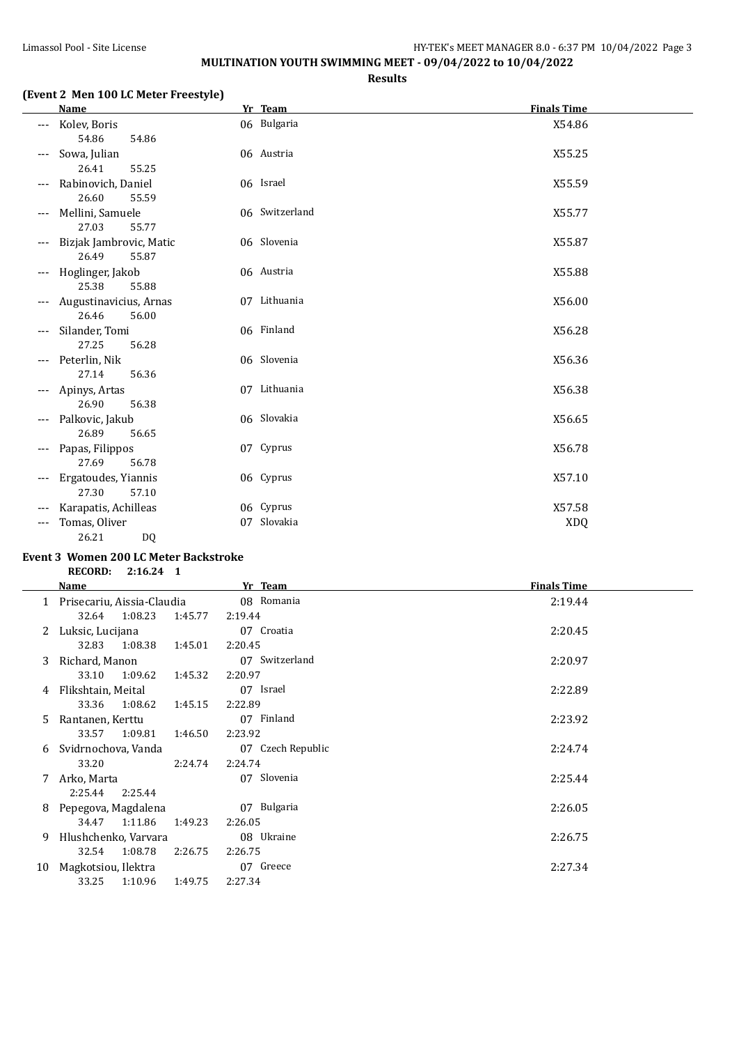**MULTINATION YOUTH SWIMMING MEET - 09/04/2022 to 10/04/2022**

**Results**

### (Event 2 Men 100 LC Meter Freestyle)

| | Name | Yr | Team | Finals Time |
|---|---|---|---|---|
| --- | Kolev, Boris | 06 | Bulgaria | X54.86 |
| | 54.86 54.86 | | | |
| --- | Sowa, Julian | 06 | Austria | X55.25 |
| | 26.41 55.25 | | | |
| --- | Rabinovich, Daniel | 06 | Israel | X55.59 |
| | 26.60 55.59 | | | |
| --- | Mellini, Samuele | 06 | Switzerland | X55.77 |
| | 27.03 55.77 | | | |
| --- | Bizjak Jambrovic, Matic | 06 | Slovenia | X55.87 |
| | 26.49 55.87 | | | |
| --- | Hoglinger, Jakob | 06 | Austria | X55.88 |
| | 25.38 55.88 | | | |
| --- | Augustinavicius, Arnas | 07 | Lithuania | X56.00 |
| | 26.46 56.00 | | | |
| --- | Silander, Tomi | 06 | Finland | X56.28 |
| | 27.25 56.28 | | | |
| --- | Peterlin, Nik | 06 | Slovenia | X56.36 |
| | 27.14 56.36 | | | |
| --- | Apinys, Artas | 07 | Lithuania | X56.38 |
| | 26.90 56.38 | | | |
| --- | Palkovic, Jakub | 06 | Slovakia | X56.65 |
| | 26.89 56.65 | | | |
| --- | Papas, Filippos | 07 | Cyprus | X56.78 |
| | 27.69 56.78 | | | |
| --- | Ergatoudes, Yiannis | 06 | Cyprus | X57.10 |
| | 27.30 57.10 | | | |
| --- | Karapatis, Achilleas | 06 | Cyprus | X57.58 |
| --- | Tomas, Oliver | 07 | Slovakia | XDQ |
| | 26.21 DQ | | | |

### Event 3 Women 200 LC Meter Backstroke

**RECORD: 2:16.24 1**

| | Name | Yr | Team | Finals Time |
|---|---|---|---|---|
| 1 | Prisecariu, Aissia-Claudia | 08 | Romania | 2:19.44 |
| | 32.64 1:08.23 1:45.77 2:19.44 | | | |
| 2 | Luksic, Lucijana | 07 | Croatia | 2:20.45 |
| | 32.83 1:08.38 1:45.01 2:20.45 | | | |
| 3 | Richard, Manon | 07 | Switzerland | 2:20.97 |
| | 33.10 1:09.62 1:45.32 2:20.97 | | | |
| 4 | Flikshtain, Meital | 07 | Israel | 2:22.89 |
| | 33.36 1:08.62 1:45.15 2:22.89 | | | |
| 5 | Rantanen, Kerttu | 07 | Finland | 2:23.92 |
| | 33.57 1:09.81 1:46.50 2:23.92 | | | |
| 6 | Svidrnochova, Vanda | 07 | Czech Republic | 2:24.74 |
| | 33.20 2:24.74 2:24.74 | | | |
| 7 | Arko, Marta | 07 | Slovenia | 2:25.44 |
| | 2:25.44 2:25.44 | | | |
| 8 | Pepegova, Magdalena | 07 | Bulgaria | 2:26.05 |
| | 34.47 1:11.86 1:49.23 2:26.05 | | | |
| 9 | Hlushchenko, Varvara | 08 | Ukraine | 2:26.75 |
| | 32.54 1:08.78 2:26.75 2:26.75 | | | |
| 10 | Magkotsiou, Ilektra | 07 | Greece | 2:27.34 |
| | 33.25 1:10.96 1:49.75 2:27.34 | | | |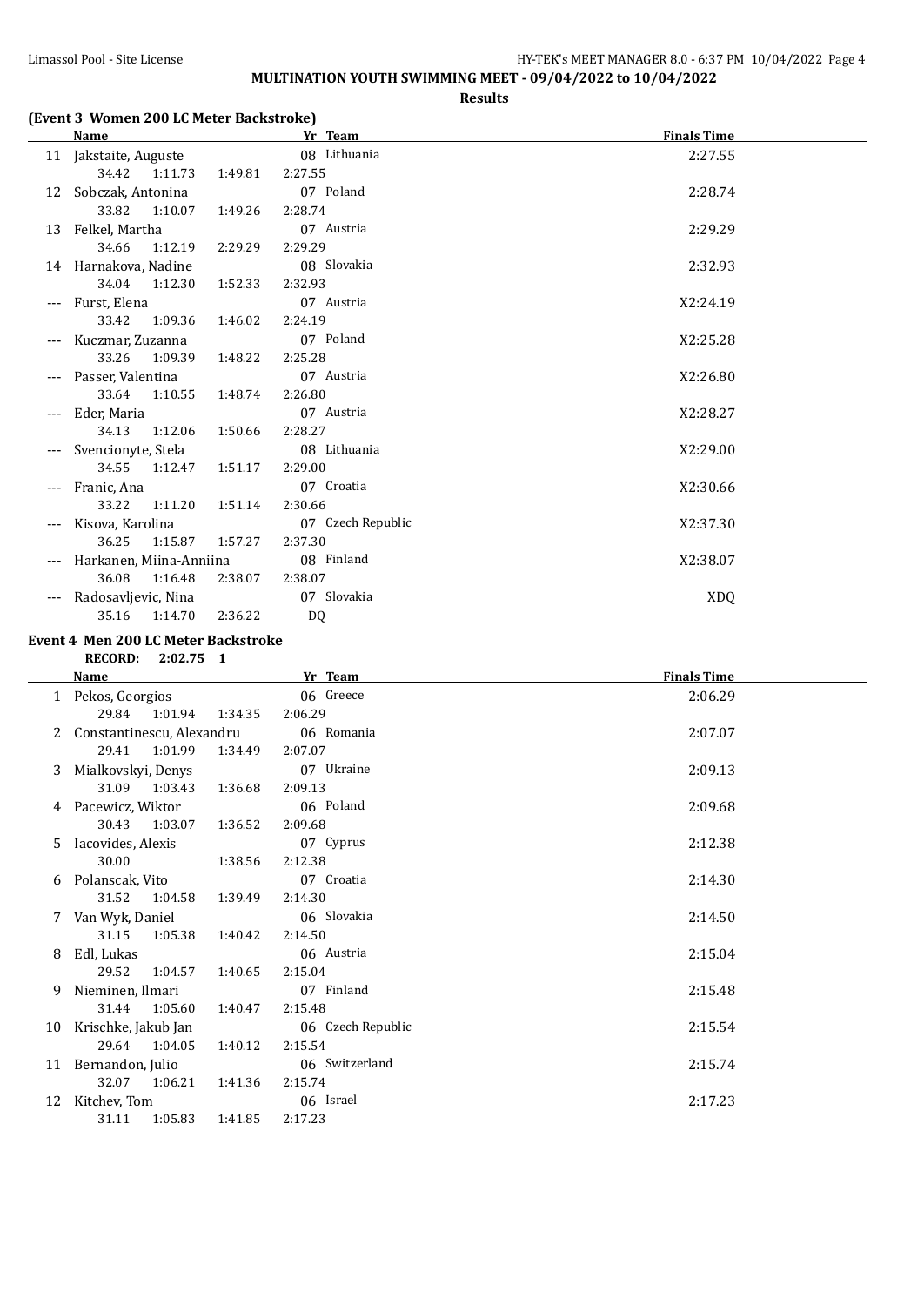**MULTINATION YOUTH SWIMMING MEET - 09/04/2022 to 10/04/2022**

**Results**

### (Event 3 Women 200 LC Meter Backstroke)

| | Name | Yr | Team | Finals Time |
|---|---|---|---|---|
| 11 | Jakstaite, Auguste | 08 | Lithuania | 2:27.55 |
| | 34.42 1:11.73 1:49.81 2:27.55 | | | |
| 12 | Sobczak, Antonina | 07 | Poland | 2:28.74 |
| | 33.82 1:10.07 1:49.26 2:28.74 | | | |
| 13 | Felkel, Martha | 07 | Austria | 2:29.29 |
| | 34.66 1:12.19 2:29.29 2:29.29 | | | |
| 14 | Harnakova, Nadine | 08 | Slovakia | 2:32.93 |
| | 34.04 1:12.30 1:52.33 2:32.93 | | | |
| --- | Furst, Elena | 07 | Austria | X2:24.19 |
| | 33.42 1:09.36 1:46.02 2:24.19 | | | |
| --- | Kuczmar, Zuzanna | 07 | Poland | X2:25.28 |
| | 33.26 1:09.39 1:48.22 2:25.28 | | | |
| --- | Passer, Valentina | 07 | Austria | X2:26.80 |
| | 33.64 1:10.55 1:48.74 2:26.80 | | | |
| --- | Eder, Maria | 07 | Austria | X2:28.27 |
| | 34.13 1:12.06 1:50.66 2:28.27 | | | |
| --- | Svencionyte, Stela | 08 | Lithuania | X2:29.00 |
| | 34.55 1:12.47 1:51.17 2:29.00 | | | |
| --- | Franic, Ana | 07 | Croatia | X2:30.66 |
| | 33.22 1:11.20 1:51.14 2:30.66 | | | |
| --- | Kisova, Karolina | 07 | Czech Republic | X2:37.30 |
| | 36.25 1:15.87 1:57.27 2:37.30 | | | |
| --- | Harkanen, Miina-Anniina | 08 | Finland | X2:38.07 |
| | 36.08 1:16.48 2:38.07 2:38.07 | | | |
| --- | Radosavljevic, Nina | 07 | Slovakia | XDQ |
| | 35.16 1:14.70 2:36.22 DQ | | | |

### Event 4 Men 200 LC Meter Backstroke

**RECORD: 2:02.75 1**

| | Name | Yr | Team | Finals Time |
|---|---|---|---|---|
| 1 | Pekos, Georgios | 06 | Greece | 2:06.29 |
| | 29.84 1:01.94 1:34.35 2:06.29 | | | |
| 2 | Constantinescu, Alexandru | 06 | Romania | 2:07.07 |
| | 29.41 1:01.99 1:34.49 2:07.07 | | | |
| 3 | Mialkovskyi, Denys | 07 | Ukraine | 2:09.13 |
| | 31.09 1:03.43 1:36.68 2:09.13 | | | |
| 4 | Pacewicz, Wiktor | 06 | Poland | 2:09.68 |
| | 30.43 1:03.07 1:36.52 2:09.68 | | | |
| 5 | Iacovides, Alexis | 07 | Cyprus | 2:12.38 |
| | 30.00 1:38.56 2:12.38 | | | |
| 6 | Polanscak, Vito | 07 | Croatia | 2:14.30 |
| | 31.52 1:04.58 1:39.49 2:14.30 | | | |
| 7 | Van Wyk, Daniel | 06 | Slovakia | 2:14.50 |
| | 31.15 1:05.38 1:40.42 2:14.50 | | | |
| 8 | Edl, Lukas | 06 | Austria | 2:15.04 |
| | 29.52 1:04.57 1:40.65 2:15.04 | | | |
| 9 | Nieminen, Ilmari | 07 | Finland | 2:15.48 |
| | 31.44 1:05.60 1:40.47 2:15.48 | | | |
| 10 | Krischke, Jakub Jan | 06 | Czech Republic | 2:15.54 |
| | 29.64 1:04.05 1:40.12 2:15.54 | | | |
| 11 | Bernandon, Julio | 06 | Switzerland | 2:15.74 |
| | 32.07 1:06.21 1:41.36 2:15.74 | | | |
| 12 | Kitchev, Tom | 06 | Israel | 2:17.23 |
| | 31.11 1:05.83 1:41.85 2:17.23 | | | |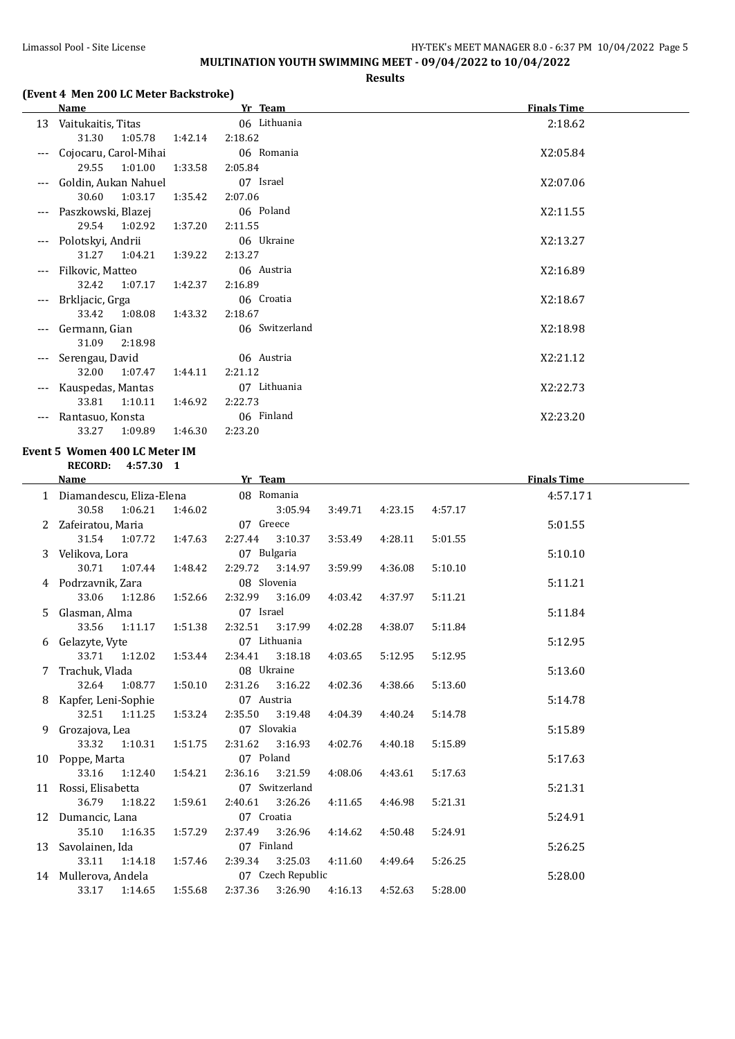**MULTINATION YOUTH SWIMMING MEET - 09/04/2022 to 10/04/2022**

**Results**

### (Event 4 Men 200 LC Meter Backstroke)

| | Name | Yr | Team | Finals Time |
|---|---|---|---|---|
| 13 | Vaitukaitis, Titas | 06 | Lithuania | 2:18.62 |
| | 31.30 1:05.78 1:42.14 2:18.62 | | | |
| --- | Cojocaru, Carol-Mihai | 06 | Romania | X2:05.84 |
| | 29.55 1:01.00 1:33.58 2:05.84 | | | |
| --- | Goldin, Aukan Nahuel | 07 | Israel | X2:07.06 |
| | 30.60 1:03.17 1:35.42 2:07.06 | | | |
| --- | Paszkowski, Blazej | 06 | Poland | X2:11.55 |
| | 29.54 1:02.92 1:37.20 2:11.55 | | | |
| --- | Polotskyi, Andrii | 06 | Ukraine | X2:13.27 |
| | 31.27 1:04.21 1:39.22 2:13.27 | | | |
| --- | Filkovic, Matteo | 06 | Austria | X2:16.89 |
| | 32.42 1:07.17 1:42.37 2:16.89 | | | |
| --- | Brkljacic, Grga | 06 | Croatia | X2:18.67 |
| | 33.42 1:08.08 1:43.32 2:18.67 | | | |
| --- | Germann, Gian | 06 | Switzerland | X2:18.98 |
| | 31.09 2:18.98 | | | |
| --- | Serengau, David | 06 | Austria | X2:21.12 |
| | 32.00 1:07.47 1:44.11 2:21.12 | | | |
| --- | Kauspedas, Mantas | 07 | Lithuania | X2:22.73 |
| | 33.81 1:10.11 1:46.92 2:22.73 | | | |
| --- | Rantasuo, Konsta | 06 | Finland | X2:23.20 |
| | 33.27 1:09.89 1:46.30 2:23.20 | | | |

### Event 5 Women 400 LC Meter IM

**RECORD: 4:57.30 1**

| | Name | Yr | Team | Finals Time |
|---|---|---|---|---|
| 1 | Diamandescu, Eliza-Elena | 08 | Romania | 4:57.17 1 |
| | 30.58 1:06.21 1:46.02 3:05.94 3:49.71 4:23.15 4:57.17 | | | |
| 2 | Zafeiratou, Maria | 07 | Greece | 5:01.55 |
| | 31.54 1:07.72 1:47.63 2:27.44 3:10.37 3:53.49 4:28.11 5:01.55 | | | |
| 3 | Velikova, Lora | 07 | Bulgaria | 5:10.10 |
| | 30.71 1:07.44 1:48.42 2:29.72 3:14.97 3:59.99 4:36.08 5:10.10 | | | |
| 4 | Podrzavnik, Zara | 08 | Slovenia | 5:11.21 |
| | 33.06 1:12.86 1:52.66 2:32.99 3:16.09 4:03.42 4:37.97 5:11.21 | | | |
| 5 | Glasman, Alma | 07 | Israel | 5:11.84 |
| | 33.56 1:11.17 1:51.38 2:32.51 3:17.99 4:02.28 4:38.07 5:11.84 | | | |
| 6 | Gelazyte, Vyte | 07 | Lithuania | 5:12.95 |
| | 33.71 1:12.02 1:53.44 2:34.41 3:18.18 4:03.65 5:12.95 5:12.95 | | | |
| 7 | Trachuk, Vlada | 08 | Ukraine | 5:13.60 |
| | 32.64 1:08.77 1:50.10 2:31.26 3:16.22 4:02.36 4:38.66 5:13.60 | | | |
| 8 | Kapfer, Leni-Sophie | 07 | Austria | 5:14.78 |
| | 32.51 1:11.25 1:53.24 2:35.50 3:19.48 4:04.39 4:40.24 5:14.78 | | | |
| 9 | Grozajova, Lea | 07 | Slovakia | 5:15.89 |
| | 33.32 1:10.31 1:51.75 2:31.62 3:16.93 4:02.76 4:40.18 5:15.89 | | | |
| 10 | Poppe, Marta | 07 | Poland | 5:17.63 |
| | 33.16 1:12.40 1:54.21 2:36.16 3:21.59 4:08.06 4:43.61 5:17.63 | | | |
| 11 | Rossi, Elisabetta | 07 | Switzerland | 5:21.31 |
| | 36.79 1:18.22 1:59.61 2:40.61 3:26.26 4:11.65 4:46.98 5:21.31 | | | |
| 12 | Dumancic, Lana | 07 | Croatia | 5:24.91 |
| | 35.10 1:16.35 1:57.29 2:37.49 3:26.96 4:14.62 4:50.48 5:24.91 | | | |
| 13 | Savolainen, Ida | 07 | Finland | 5:26.25 |
| | 33.11 1:14.18 1:57.46 2:39.34 3:25.03 4:11.60 4:49.64 5:26.25 | | | |
| 14 | Mullerova, Andela | 07 | Czech Republic | 5:28.00 |
| | 33.17 1:14.65 1:55.68 2:37.36 3:26.90 4:16.13 4:52.63 5:28.00 | | | |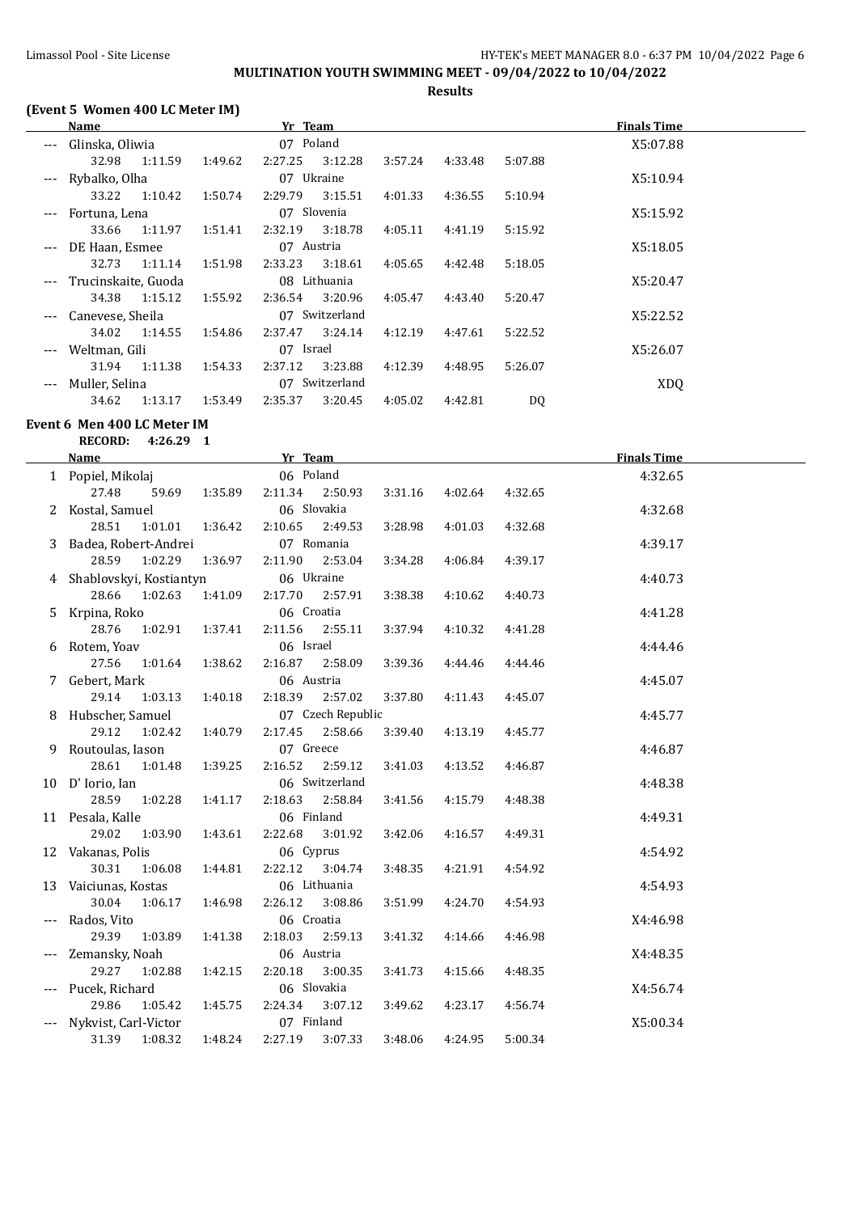**MULTINATION YOUTH SWIMMING MEET - 09/04/2022 to 10/04/2022**

**Results**

### (Event 5 Women 400 LC Meter IM)

| | Name | Yr | Team | Finals Time |
|---|---|---|---|---|
| --- | Glinska, Oliwia | 07 | Poland | X5:07.88 |
| | 32.98 1:11.59 1:49.62 2:27.25 3:12.28 3:57.24 4:33.48 5:07.88 | | | |
| --- | Rybalko, Olha | 07 | Ukraine | X5:10.94 |
| | 33.22 1:10.42 1:50.74 2:29.79 3:15.51 4:01.33 4:36.55 5:10.94 | | | |
| --- | Fortuna, Lena | 07 | Slovenia | X5:15.92 |
| | 33.66 1:11.97 1:51.41 2:32.19 3:18.78 4:05.11 4:41.19 5:15.92 | | | |
| --- | DE Haan, Esmee | 07 | Austria | X5:18.05 |
| | 32.73 1:11.14 1:51.98 2:33.23 3:18.61 4:05.65 4:42.48 5:18.05 | | | |
| --- | Trucinskaite, Guoda | 08 | Lithuania | X5:20.47 |
| | 34.38 1:15.12 1:55.92 2:36.54 3:20.96 4:05.47 4:43.40 5:20.47 | | | |
| --- | Canevese, Sheila | 07 | Switzerland | X5:22.52 |
| | 34.02 1:14.55 1:54.86 2:37.47 3:24.14 4:12.19 4:47.61 5:22.52 | | | |
| --- | Weltman, Gili | 07 | Israel | X5:26.07 |
| | 31.94 1:11.38 1:54.33 2:37.12 3:23.88 4:12.39 4:48.95 5:26.07 | | | |
| --- | Muller, Selina | 07 | Switzerland | XDQ |
| | 34.62 1:13.17 1:53.49 2:35.37 3:20.45 4:05.02 4:42.81 DQ | | | |

### Event 6 Men 400 LC Meter IM

**RECORD: 4:26.29 1**

| | Name | Yr | Team | Finals Time |
|---|---|---|---|---|
| 1 | Popiel, Mikolaj | 06 | Poland | 4:32.65 |
| | 27.48 59.69 1:35.89 2:11.34 2:50.93 3:31.16 4:02.64 4:32.65 | | | |
| 2 | Kostal, Samuel | 06 | Slovakia | 4:32.68 |
| | 28.51 1:01.01 1:36.42 2:10.65 2:49.53 3:28.98 4:01.03 4:32.68 | | | |
| 3 | Badea, Robert-Andrei | 07 | Romania | 4:39.17 |
| | 28.59 1:02.29 1:36.97 2:11.90 2:53.04 3:34.28 4:06.84 4:39.17 | | | |
| 4 | Shablovskyi, Kostiantyn | 06 | Ukraine | 4:40.73 |
| | 28.66 1:02.63 1:41.09 2:17.70 2:57.91 3:38.38 4:10.62 4:40.73 | | | |
| 5 | Krpina, Roko | 06 | Croatia | 4:41.28 |
| | 28.76 1:02.91 1:37.41 2:11.56 2:55.11 3:37.94 4:10.32 4:41.28 | | | |
| 6 | Rotem, Yoav | 06 | Israel | 4:44.46 |
| | 27.56 1:01.64 1:38.62 2:16.87 2:58.09 3:39.36 4:44.46 4:44.46 | | | |
| 7 | Gebert, Mark | 06 | Austria | 4:45.07 |
| | 29.14 1:03.13 1:40.18 2:18.39 2:57.02 3:37.80 4:11.43 4:45.07 | | | |
| 8 | Hubscher, Samuel | 07 | Czech Republic | 4:45.77 |
| | 29.12 1:02.42 1:40.79 2:17.45 2:58.66 3:39.40 4:13.19 4:45.77 | | | |
| 9 | Routoulas, Iason | 07 | Greece | 4:46.87 |
| | 28.61 1:01.48 1:39.25 2:16.52 2:59.12 3:41.03 4:13.52 4:46.87 | | | |
| 10 | D' Iorio, Ian | 06 | Switzerland | 4:48.38 |
| | 28.59 1:02.28 1:41.17 2:18.63 2:58.84 3:41.56 4:15.79 4:48.38 | | | |
| 11 | Pesala, Kalle | 06 | Finland | 4:49.31 |
| | 29.02 1:03.90 1:43.61 2:22.68 3:01.92 3:42.06 4:16.57 4:49.31 | | | |
| 12 | Vakanas, Polis | 06 | Cyprus | 4:54.92 |
| | 30.31 1:06.08 1:44.81 2:22.12 3:04.74 3:48.35 4:21.91 4:54.92 | | | |
| 13 | Vaiciunas, Kostas | 06 | Lithuania | 4:54.93 |
| | 30.04 1:06.17 1:46.98 2:26.12 3:08.86 3:51.99 4:24.70 4:54.93 | | | |
| --- | Rados, Vito | 06 | Croatia | X4:46.98 |
| | 29.39 1:03.89 1:41.38 2:18.03 2:59.13 3:41.32 4:14.66 4:46.98 | | | |
| --- | Zemansky, Noah | 06 | Austria | X4:48.35 |
| | 29.27 1:02.88 1:42.15 2:20.18 3:00.35 3:41.73 4:15.66 4:48.35 | | | |
| --- | Pucek, Richard | 06 | Slovakia | X4:56.74 |
| | 29.86 1:05.42 1:45.75 2:24.34 3:07.12 3:49.62 4:23.17 4:56.74 | | | |
| --- | Nykvist, Carl-Victor | 07 | Finland | X5:00.34 |
| | 31.39 1:08.32 1:48.24 2:27.19 3:07.33 3:48.06 4:24.95 5:00.34 | | | |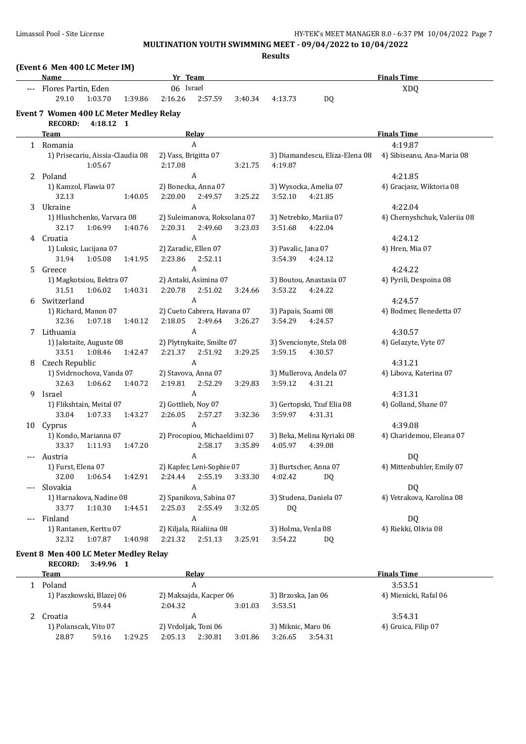## MULTINATION YOUTH SWIMMING MEET - 09/04/2022 to 10/04/2022

**Results**

### (Event 6 Men 400 LC Meter IM)

| | Name | Yr | Team | Finals Time |
|---|---|---|---|---|
| --- | Flores Partin, Eden | 06 | Israel | XDQ |

29.10 1:03.70 1:39.86 2:16.26 2:57.59 3:40.34 4:13.73 DQ

### Event 7 Women 400 LC Meter Medley Relay

**RECORD: 4:18.12 1**

| | Team | Relay | Finals Time |
|---|---|---|---|
| 1 | Romania | A | 4:19.87 |
| 2 | Poland | A | 4:21.85 |
| 3 | Ukraine | A | 4:22.04 |
| 4 | Croatia | A | 4:24.12 |
| 5 | Greece | A | 4:24.22 |
| 6 | Switzerland | A | 4:24.57 |
| 7 | Lithuania | A | 4:30.57 |
| 8 | Czech Republic | A | 4:31.21 |
| 9 | Israel | A | 4:31.31 |
| 10 | Cyprus | A | 4:39.08 |
| --- | Austria | A | DQ |
| --- | Slovakia | A | DQ |
| --- | Finland | A | DQ |

1 Romania — A — 4:19.87
1) Prisecariu, Aissia-Claudia 08 2) Vass, Brigitta 07 3) Diamandescu, Eliza-Elena 08 4) Sibiseanu, Ana-Maria 08
1:05.67 2:17.08 3:21.75 4:19.87

2 Poland — A — 4:21.85
1) Kamzol, Flawia 07 2) Bonecka, Anna 07 3) Wysocka, Amelia 07 4) Gracjasz, Wiktoria 08
32.13 1:40.05 2:20.00 2:49.57 3:25.22 3:52.10 4:21.85

3 Ukraine — A — 4:22.04
1) Hlushchenko, Varvara 08 2) Suleimanova, Roksolana 07 3) Netrebko, Mariia 07 4) Chernyshchuk, Valeriia 08
32.17 1:06.99 1:40.76 2:20.31 2:49.60 3:23.03 3:51.68 4:22.04

4 Croatia — A — 4:24.12
1) Luksic, Lucijana 07 2) Zaradic, Ellen 07 3) Pavalic, Jana 07 4) Hren, Mia 07
31.94 1:05.08 1:41.95 2:23.86 2:52.11 3:54.39 4:24.12

5 Greece — A — 4:24.22
1) Magkotsiou, Ilektra 07 2) Antaki, Asimina 07 3) Boutou, Anastasia 07 4) Pyrili, Despoina 08
31.51 1:06.02 1:40.31 2:20.78 2:51.02 3:24.66 3:53.22 4:24.22

6 Switzerland — A — 4:24.57
1) Richard, Manon 07 2) Cueto Cabrera, Havana 07 3) Papais, Suami 08 4) Bodmer, Benedetta 07
32.36 1:07.18 1:40.12 2:18.05 2:49.64 3:26.27 3:54.29 4:24.57

7 Lithuania — A — 4:30.57
1) Jakstaite, Auguste 08 2) Plytnykaite, Smilte 07 3) Svencionyte, Stela 08 4) Gelazyte, Vyte 07
33.51 1:08.46 1:42.47 2:21.37 2:51.92 3:29.25 3:59.15 4:30.57

8 Czech Republic — A — 4:31.21
1) Svidrnochova, Vanda 07 2) Stavova, Anna 07 3) Mullerova, Andela 07 4) Libova, Katerina 07
32.63 1:06.62 1:40.72 2:19.81 2:52.29 3:29.83 3:59.12 4:31.21

9 Israel — A — 4:31.31
1) Flikshtain, Meital 07 2) Gottlieb, Noy 07 3) Gertopski, Tzuf Elia 08 4) Golland, Shane 07
33.04 1:07.33 1:43.27 2:26.05 2:57.27 3:32.36 3:59.97 4:31.31

10 Cyprus — A — 4:39.08
1) Kondo, Marianna 07 2) Procopiou, Michaeldimi 07 3) Beka, Melina Kyriaki 08 4) Charidemou, Eleana 07
33.37 1:11.93 1:47.20 2:58.17 3:35.89 4:05.97 4:39.08

--- Austria — A — DQ
1) Furst, Elena 07 2) Kapfer, Leni-Sophie 07 3) Burtscher, Anna 07 4) Mittenbuhler, Emily 07
32.00 1:06.54 1:42.91 2:24.44 2:55.19 3:33.30 4:02.42 DQ

--- Slovakia — A — DQ
1) Harnakova, Nadine 08 2) Spanikova, Sabina 07 3) Studena, Daniela 07 4) Vetrakova, Karolina 08
33.77 1:10.30 1:44.51 2:25.03 2:55.49 3:32.05 DQ

--- Finland — A — DQ
1) Rantanen, Kerttu 07 2) Kiljala, Riialiina 08 3) Holma, Venla 08 4) Riekki, Olivia 08
32.32 1:07.87 1:40.98 2:21.32 2:51.13 3:25.91 3:54.22 DQ

### Event 8 Men 400 LC Meter Medley Relay

**RECORD: 3:49.96 1**

| | Team | Relay | Finals Time |
|---|---|---|---|
| 1 | Poland | A | 3:53.51 |
| 2 | Croatia | A | 3:54.31 |

1 Poland — A — 3:53.51
1) Paszkowski, Blazej 06 2) Maksajda, Kacper 06 3) Brzoska, Jan 06 4) Mienicki, Rafal 06
59.44 2:04.32 3:01.03 3:53.51

2 Croatia — A — 3:54.31
1) Polanscak, Vito 07 2) Vrdoljak, Toni 06 3) Miknic, Maro 06 4) Gruica, Filip 07
28.87 59.16 1:29.25 2:05.13 2:30.81 3:01.86 3:26.65 3:54.31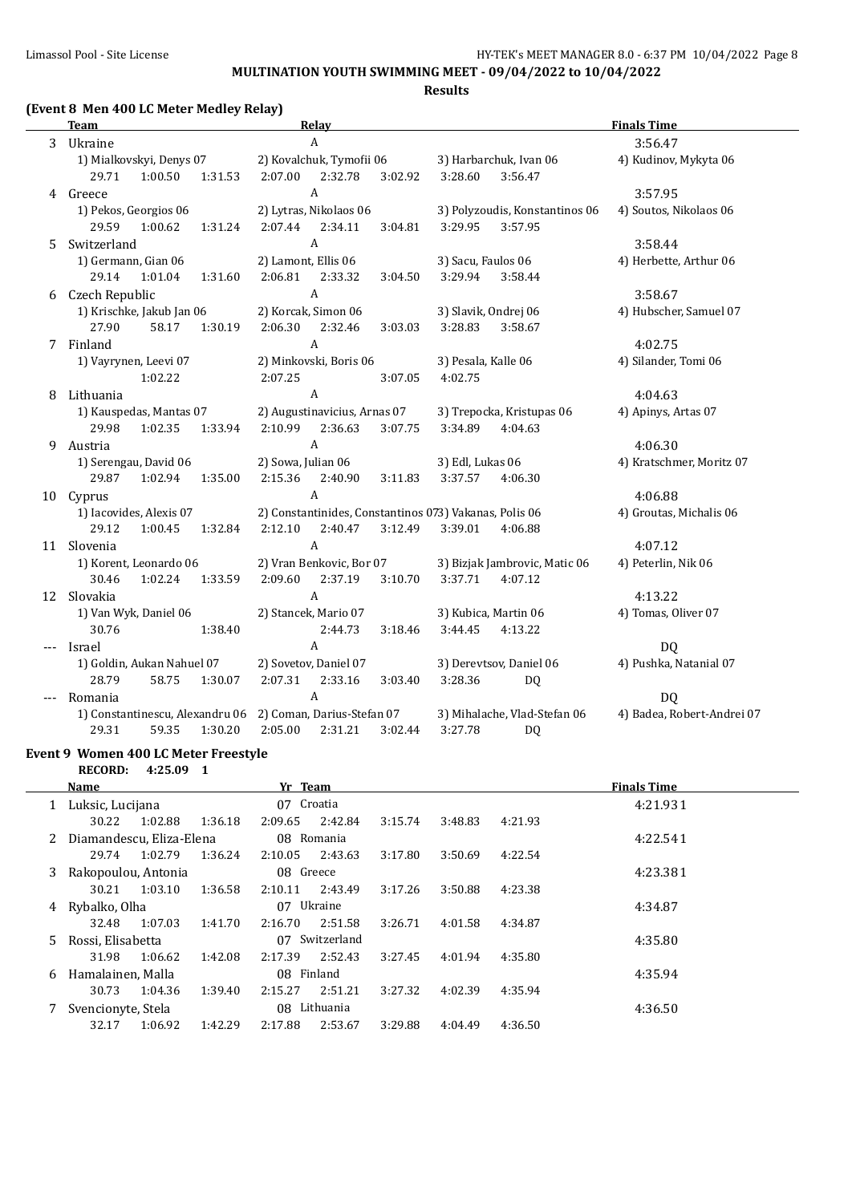# MULTINATION YOUTH SWIMMING MEET - 09/04/2022 to 10/04/2022

## Results

### (Event 8 Men 400 LC Meter Medley Relay)

| Team | Relay | Finals Time |
|---|---|---|
| 3 Ukraine | A | 3:56.47 |
| 1) Mialkovskyi, Denys 07 | 2) Kovalchuk, Tymofii 06 | 3) Harbarchuk, Ivan 06 | 4) Kudinov, Mykyta 06 |
| 29.71  1:00.50  1:31.53 | 2:07.00  2:32.78  3:02.92 | 3:28.60  3:56.47 | |
| 4 Greece | A | 3:57.95 |
| 1) Pekos, Georgios 06 | 2) Lytras, Nikolaos 06 | 3) Polyzoudis, Konstantinos 06 | 4) Soutos, Nikolaos 06 |
| 29.59  1:00.62  1:31.24 | 2:07.44  2:34.11  3:04.81 | 3:29.95  3:57.95 | |
| 5 Switzerland | A | 3:58.44 |
| 1) Germann, Gian 06 | 2) Lamont, Ellis 06 | 3) Sacu, Faulos 06 | 4) Herbette, Arthur 06 |
| 29.14  1:01.04  1:31.60 | 2:06.81  2:33.32  3:04.50 | 3:29.94  3:58.44 | |
| 6 Czech Republic | A | 3:58.67 |
| 1) Krischke, Jakub Jan 06 | 2) Korcak, Simon 06 | 3) Slavik, Ondrej 06 | 4) Hubscher, Samuel 07 |
| 27.90  58.17  1:30.19 | 2:06.30  2:32.46  3:03.03 | 3:28.83  3:58.67 | |
| 7 Finland | A | 4:02.75 |
| 1) Vayrynen, Leevi 07 | 2) Minkovski, Boris 06 | 3) Pesala, Kalle 06 | 4) Silander, Tomi 06 |
| 1:02.22 | 2:07.25  3:07.05 | 4:02.75 | |
| 8 Lithuania | A | 4:04.63 |
| 1) Kauspedas, Mantas 07 | 2) Augustinavicius, Arnas 07 | 3) Trepocka, Kristupas 06 | 4) Apinys, Artas 07 |
| 29.98  1:02.35  1:33.94 | 2:10.99  2:36.63  3:07.75 | 3:34.89  4:04.63 | |
| 9 Austria | A | 4:06.30 |
| 1) Serengau, David 06 | 2) Sowa, Julian 06 | 3) Edl, Lukas 06 | 4) Kratschmer, Moritz 07 |
| 29.87  1:02.94  1:35.00 | 2:15.36  2:40.90  3:11.83 | 3:37.57  4:06.30 | |
| 10 Cyprus | A | 4:06.88 |
| 1) Iacovides, Alexis 07 | 2) Constantinides, Constantinos 07 | 3) Vakanas, Polis 06 | 4) Groutas, Michalis 06 |
| 29.12  1:00.45  1:32.84 | 2:12.10  2:40.47  3:12.49 | 3:39.01  4:06.88 | |
| 11 Slovenia | A | 4:07.12 |
| 1) Korent, Leonardo 06 | 2) Vran Benkovic, Bor 07 | 3) Bizjak Jambrovic, Matic 06 | 4) Peterlin, Nik 06 |
| 30.46  1:02.24  1:33.59 | 2:09.60  2:37.19  3:10.70 | 3:37.71  4:07.12 | |
| 12 Slovakia | A | 4:13.22 |
| 1) Van Wyk, Daniel 06 | 2) Stancek, Mario 07 | 3) Kubica, Martin 06 | 4) Tomas, Oliver 07 |
| 30.76  1:38.40 | 2:44.73  3:18.46 | 3:44.45  4:13.22 | |
| --- Israel | A | DQ |
| 1) Goldin, Aukan Nahuel 07 | 2) Sovetov, Daniel 07 | 3) Derevtsov, Daniel 06 | 4) Pushka, Natanial 07 |
| 28.79  58.75  1:30.07 | 2:07.31  2:33.16  3:03.40 | 3:28.36  DQ | |
| --- Romania | A | DQ |
| 1) Constantinescu, Alexandru 06 | 2) Coman, Darius-Stefan 07 | 3) Mihalache, Vlad-Stefan 06 | 4) Badea, Robert-Andrei 07 |
| 29.31  59.35  1:30.20 | 2:05.00  2:31.21  3:02.44 | 3:27.78  DQ | |

### Event 9 Women 400 LC Meter Freestyle

RECORD: 4:25.09 1

| Name | Yr | Team | Finals Time |
|---|---|---|---|
| 1 Luksic, Lucijana | 07 | Croatia | 4:21.93 1 |
| 30.22  1:02.88  1:36.18  2:09.65  2:42.84  3:15.74  3:48.83  4:21.93 | | | |
| 2 Diamandescu, Eliza-Elena | 08 | Romania | 4:22.54 1 |
| 29.74  1:02.79  1:36.24  2:10.05  2:43.63  3:17.80  3:50.69  4:22.54 | | | |
| 3 Rakopoulou, Antonia | 08 | Greece | 4:23.38 1 |
| 30.21  1:03.10  1:36.58  2:10.11  2:43.49  3:17.26  3:50.88  4:23.38 | | | |
| 4 Rybalko, Olha | 07 | Ukraine | 4:34.87 |
| 32.48  1:07.03  1:41.70  2:16.70  2:51.58  3:26.71  4:01.58  4:34.87 | | | |
| 5 Rossi, Elisabetta | 07 | Switzerland | 4:35.80 |
| 31.98  1:06.62  1:42.08  2:17.39  2:52.43  3:27.45  4:01.94  4:35.80 | | | |
| 6 Hamalainen, Malla | 08 | Finland | 4:35.94 |
| 30.73  1:04.36  1:39.40  2:15.27  2:51.21  3:27.32  4:02.39  4:35.94 | | | |
| 7 Svencionyte, Stela | 08 | Lithuania | 4:36.50 |
| 32.17  1:06.92  1:42.29  2:17.88  2:53.67  3:29.88  4:04.49  4:36.50 | | | |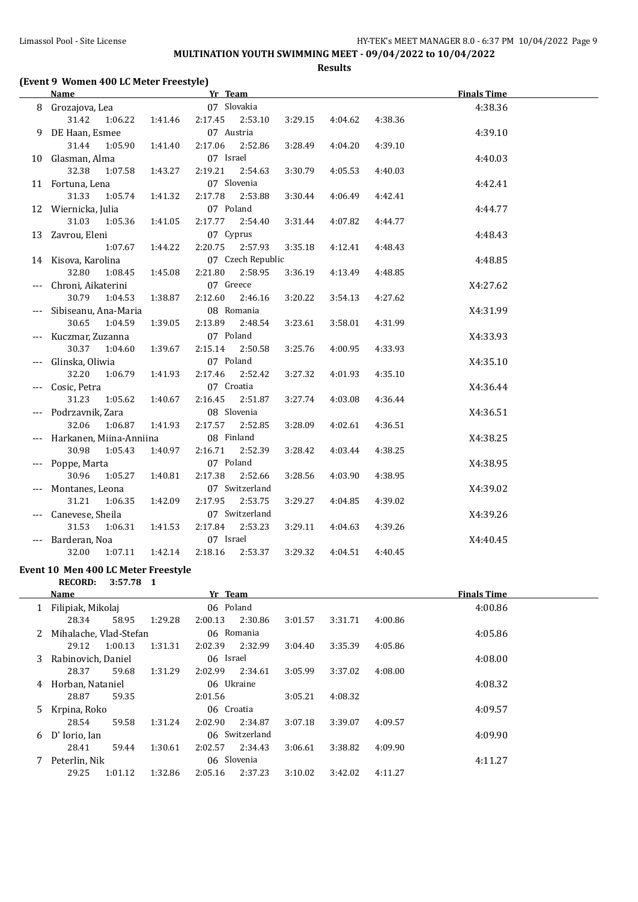**MULTINATION YOUTH SWIMMING MEET - 09/04/2022 to 10/04/2022**

**Results**

### (Event 9 Women 400 LC Meter Freestyle)

| | Name | Yr | Team | | | | | | | | | Finals Time |
|---|---|---|---|---|---|---|---|---|---|---|---|---|
| 8 | Grozajova, Lea | 07 | Slovakia | | | | | | | | | 4:38.36 |
| | | | | 31.42 | 1:06.22 | 1:41.46 | 2:17.45 | 2:53.10 | 3:29.15 | 4:04.62 | 4:38.36 | |
| 9 | DE Haan, Esmee | 07 | Austria | | | | | | | | | 4:39.10 |
| | | | | 31.44 | 1:05.90 | 1:41.40 | 2:17.06 | 2:52.86 | 3:28.49 | 4:04.20 | 4:39.10 | |
| 10 | Glasman, Alma | 07 | Israel | | | | | | | | | 4:40.03 |
| | | | | 32.38 | 1:07.58 | 1:43.27 | 2:19.21 | 2:54.63 | 3:30.79 | 4:05.53 | 4:40.03 | |
| 11 | Fortuna, Lena | 07 | Slovenia | | | | | | | | | 4:42.41 |
| | | | | 31.33 | 1:05.74 | 1:41.32 | 2:17.78 | 2:53.88 | 3:30.44 | 4:06.49 | 4:42.41 | |
| 12 | Wiernicka, Julia | 07 | Poland | | | | | | | | | 4:44.77 |
| | | | | 31.03 | 1:05.36 | 1:41.05 | 2:17.77 | 2:54.40 | 3:31.44 | 4:07.82 | 4:44.77 | |
| 13 | Zavrou, Eleni | 07 | Cyprus | | | | | | | | | 4:48.43 |
| | | | | | 1:07.67 | 1:44.22 | 2:20.75 | 2:57.93 | 3:35.18 | 4:12.41 | 4:48.43 | |
| 14 | Kisova, Karolina | 07 | Czech Republic | | | | | | | | | 4:48.85 |
| | | | | 32.80 | 1:08.45 | 1:45.08 | 2:21.80 | 2:58.95 | 3:36.19 | 4:13.49 | 4:48.85 | |
| --- | Chroni, Aikaterini | 07 | Greece | | | | | | | | | X4:27.62 |
| | | | | 30.79 | 1:04.53 | 1:38.87 | 2:12.60 | 2:46.16 | 3:20.22 | 3:54.13 | 4:27.62 | |
| --- | Sibiseanu, Ana-Maria | 08 | Romania | | | | | | | | | X4:31.99 |
| | | | | 30.65 | 1:04.59 | 1:39.05 | 2:13.89 | 2:48.54 | 3:23.61 | 3:58.01 | 4:31.99 | |
| --- | Kuczmar, Zuzanna | 07 | Poland | | | | | | | | | X4:33.93 |
| | | | | 30.37 | 1:04.60 | 1:39.67 | 2:15.14 | 2:50.58 | 3:25.76 | 4:00.95 | 4:33.93 | |
| --- | Glinska, Oliwia | 07 | Poland | | | | | | | | | X4:35.10 |
| | | | | 32.20 | 1:06.79 | 1:41.93 | 2:17.46 | 2:52.42 | 3:27.32 | 4:01.93 | 4:35.10 | |
| --- | Cosic, Petra | 07 | Croatia | | | | | | | | | X4:36.44 |
| | | | | 31.23 | 1:05.62 | 1:40.67 | 2:16.45 | 2:51.87 | 3:27.74 | 4:03.08 | 4:36.44 | |
| --- | Podrzavnik, Zara | 08 | Slovenia | | | | | | | | | X4:36.51 |
| | | | | 32.06 | 1:06.87 | 1:41.93 | 2:17.57 | 2:52.85 | 3:28.09 | 4:02.61 | 4:36.51 | |
| --- | Harkanen, Miina-Anniina | 08 | Finland | | | | | | | | | X4:38.25 |
| | | | | 30.98 | 1:05.43 | 1:40.97 | 2:16.71 | 2:52.39 | 3:28.42 | 4:03.44 | 4:38.25 | |
| --- | Poppe, Marta | 07 | Poland | | | | | | | | | X4:38.95 |
| | | | | 30.96 | 1:05.27 | 1:40.81 | 2:17.38 | 2:52.66 | 3:28.56 | 4:03.90 | 4:38.95 | |
| --- | Montanes, Leona | 07 | Switzerland | | | | | | | | | X4:39.02 |
| | | | | 31.21 | 1:06.35 | 1:42.09 | 2:17.95 | 2:53.75 | 3:29.27 | 4:04.85 | 4:39.02 | |
| --- | Canevese, Sheila | 07 | Switzerland | | | | | | | | | X4:39.26 |
| | | | | 31.53 | 1:06.31 | 1:41.53 | 2:17.84 | 2:53.23 | 3:29.11 | 4:04.63 | 4:39.26 | |
| --- | Barderan, Noa | 07 | Israel | | | | | | | | | X4:40.45 |
| | | | | 32.00 | 1:07.11 | 1:42.14 | 2:18.16 | 2:53.37 | 3:29.32 | 4:04.51 | 4:40.45 | |

### Event 10 Men 400 LC Meter Freestyle

**RECORD: 3:57.78 1**

| | Name | Yr | Team | | | | | | | | | Finals Time |
|---|---|---|---|---|---|---|---|---|---|---|---|---|
| 1 | Filipiak, Mikolaj | 06 | Poland | | | | | | | | | 4:00.86 |
| | | | | 28.34 | 58.95 | 1:29.28 | 2:00.13 | 2:30.86 | 3:01.57 | 3:31.71 | 4:00.86 | |
| 2 | Mihalache, Vlad-Stefan | 06 | Romania | | | | | | | | | 4:05.86 |
| | | | | 29.12 | 1:00.13 | 1:31.31 | 2:02.39 | 2:32.99 | 3:04.40 | 3:35.39 | 4:05.86 | |
| 3 | Rabinovich, Daniel | 06 | Israel | | | | | | | | | 4:08.00 |
| | | | | 28.37 | 59.68 | 1:31.29 | 2:02.99 | 2:34.61 | 3:05.99 | 3:37.02 | 4:08.00 | |
| 4 | Horban, Nataniel | 06 | Ukraine | | | | | | | | | 4:08.32 |
| | | | | 28.87 | 59.35 | | 2:01.56 | | 3:05.21 | 4:08.32 | | |
| 5 | Krpina, Roko | 06 | Croatia | | | | | | | | | 4:09.57 |
| | | | | 28.54 | 59.58 | 1:31.24 | 2:02.90 | 2:34.87 | 3:07.18 | 3:39.07 | 4:09.57 | |
| 6 | D' Iorio, Ian | 06 | Switzerland | | | | | | | | | 4:09.90 |
| | | | | 28.41 | 59.44 | 1:30.61 | 2:02.57 | 2:34.43 | 3:06.61 | 3:38.82 | 4:09.90 | |
| 7 | Peterlin, Nik | 06 | Slovenia | | | | | | | | | 4:11.27 |
| | | | | 29.25 | 1:01.12 | 1:32.86 | 2:05.16 | 2:37.23 | 3:10.02 | 3:42.02 | 4:11.27 | |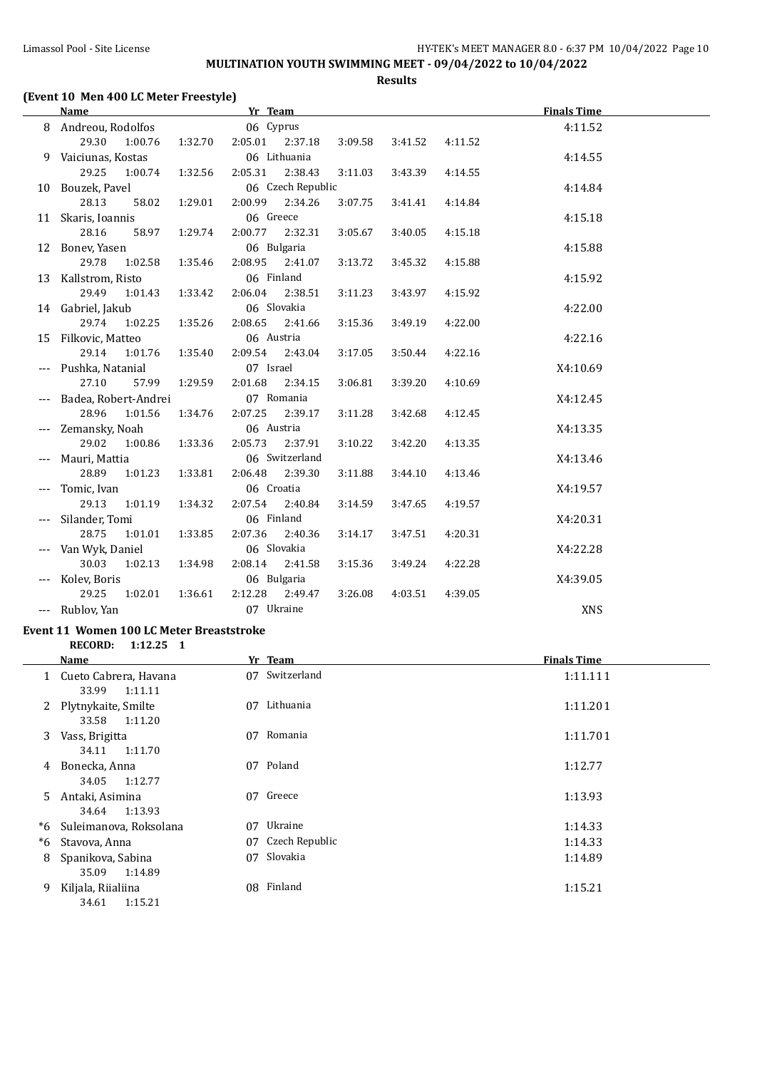**MULTINATION YOUTH SWIMMING MEET - 09/04/2022 to 10/04/2022**

**Results**

### (Event 10 Men 400 LC Meter Freestyle)

| | Name | Yr | Team | Finals Time |
|---|---|---|---|---|
| 8 | Andreou, Rodolfos | 06 | Cyprus | 4:11.52 |
| | 29.30 1:00.76 1:32.70 2:05.01 2:37.18 3:09.58 3:41.52 4:11.52 | | | |
| 9 | Vaiciunas, Kostas | 06 | Lithuania | 4:14.55 |
| | 29.25 1:00.74 1:32.56 2:05.31 2:38.43 3:11.03 3:43.39 4:14.55 | | | |
| 10 | Bouzek, Pavel | 06 | Czech Republic | 4:14.84 |
| | 28.13 58.02 1:29.01 2:00.99 2:34.26 3:07.75 3:41.41 4:14.84 | | | |
| 11 | Skaris, Ioannis | 06 | Greece | 4:15.18 |
| | 28.16 58.97 1:29.74 2:00.77 2:32.31 3:05.67 3:40.05 4:15.18 | | | |
| 12 | Bonev, Yasen | 06 | Bulgaria | 4:15.88 |
| | 29.78 1:02.58 1:35.46 2:08.95 2:41.07 3:13.72 3:45.32 4:15.88 | | | |
| 13 | Kallstrom, Risto | 06 | Finland | 4:15.92 |
| | 29.49 1:01.43 1:33.42 2:06.04 2:38.51 3:11.23 3:43.97 4:15.92 | | | |
| 14 | Gabriel, Jakub | 06 | Slovakia | 4:22.00 |
| | 29.74 1:02.25 1:35.26 2:08.65 2:41.66 3:15.36 3:49.19 4:22.00 | | | |
| 15 | Filkovic, Matteo | 06 | Austria | 4:22.16 |
| | 29.14 1:01.76 1:35.40 2:09.54 2:43.04 3:17.05 3:50.44 4:22.16 | | | |
| --- | Pushka, Natanial | 07 | Israel | X4:10.69 |
| | 27.10 57.99 1:29.59 2:01.68 2:34.15 3:06.81 3:39.20 4:10.69 | | | |
| --- | Badea, Robert-Andrei | 07 | Romania | X4:12.45 |
| | 28.96 1:01.56 1:34.76 2:07.25 2:39.17 3:11.28 3:42.68 4:12.45 | | | |
| --- | Zemansky, Noah | 06 | Austria | X4:13.35 |
| | 29.02 1:00.86 1:33.36 2:05.73 2:37.91 3:10.22 3:42.20 4:13.35 | | | |
| --- | Mauri, Mattia | 06 | Switzerland | X4:13.46 |
| | 28.89 1:01.23 1:33.81 2:06.48 2:39.30 3:11.88 3:44.10 4:13.46 | | | |
| --- | Tomic, Ivan | 06 | Croatia | X4:19.57 |
| | 29.13 1:01.19 1:34.32 2:07.54 2:40.84 3:14.59 3:47.65 4:19.57 | | | |
| --- | Silander, Tomi | 06 | Finland | X4:20.31 |
| | 28.75 1:01.01 1:33.85 2:07.36 2:40.36 3:14.17 3:47.51 4:20.31 | | | |
| --- | Van Wyk, Daniel | 06 | Slovakia | X4:22.28 |
| | 30.03 1:02.13 1:34.98 2:08.14 2:41.58 3:15.36 3:49.24 4:22.28 | | | |
| --- | Kolev, Boris | 06 | Bulgaria | X4:39.05 |
| | 29.25 1:02.01 1:36.61 2:12.28 2:49.47 3:26.08 4:03.51 4:39.05 | | | |
| --- | Rublov, Yan | 07 | Ukraine | XNS |

### Event 11 Women 100 LC Meter Breaststroke

**RECORD: 1:12.25 1**

| | Name | Yr | Team | Finals Time |
|---|---|---|---|---|
| 1 | Cueto Cabrera, Havana | 07 | Switzerland | 1:11.11 1 |
| | 33.99 1:11.11 | | | |
| 2 | Plytnykaite, Smilte | 07 | Lithuania | 1:11.20 1 |
| | 33.58 1:11.20 | | | |
| 3 | Vass, Brigitta | 07 | Romania | 1:11.70 1 |
| | 34.11 1:11.70 | | | |
| 4 | Bonecka, Anna | 07 | Poland | 1:12.77 |
| | 34.05 1:12.77 | | | |
| 5 | Antaki, Asimina | 07 | Greece | 1:13.93 |
| | 34.64 1:13.93 | | | |
| *6 | Suleimanova, Roksolana | 07 | Ukraine | 1:14.33 |
| *6 | Stavova, Anna | 07 | Czech Republic | 1:14.33 |
| 8 | Spanikova, Sabina | 07 | Slovakia | 1:14.89 |
| | 35.09 1:14.89 | | | |
| 9 | Kiljala, Riialiina | 08 | Finland | 1:15.21 |
| | 34.61 1:15.21 | | | |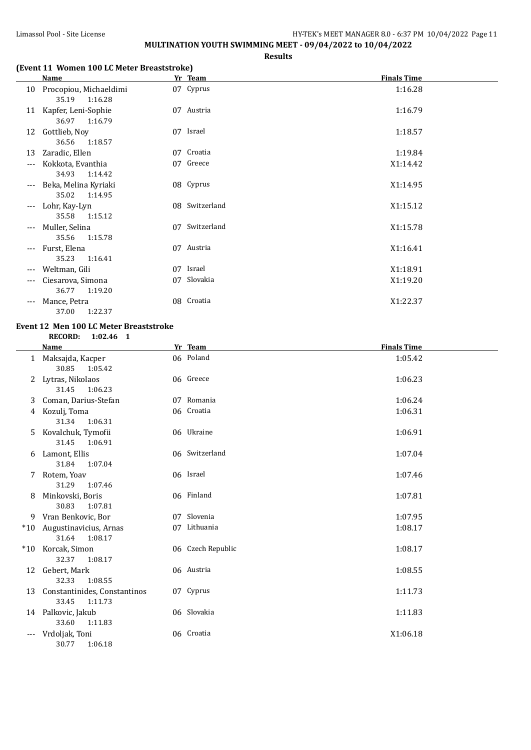**MULTINATION YOUTH SWIMMING MEET - 09/04/2022 to 10/04/2022**

**Results**

### (Event 11 Women 100 LC Meter Breaststroke)

| | Name | Yr | Team | Finals Time |
|---|---|---|---|---|
| 10 | Procopiou, Michaeldimi | 07 | Cyprus | 1:16.28 |
| | 35.19 1:16.28 | | | |
| 11 | Kapfer, Leni-Sophie | 07 | Austria | 1:16.79 |
| | 36.97 1:16.79 | | | |
| 12 | Gottlieb, Noy | 07 | Israel | 1:18.57 |
| | 36.56 1:18.57 | | | |
| 13 | Zaradic, Ellen | 07 | Croatia | 1:19.84 |
| --- | Kokkota, Evanthia | 07 | Greece | X1:14.42 |
| | 34.93 1:14.42 | | | |
| --- | Beka, Melina Kyriaki | 08 | Cyprus | X1:14.95 |
| | 35.02 1:14.95 | | | |
| --- | Lohr, Kay-Lyn | 08 | Switzerland | X1:15.12 |
| | 35.58 1:15.12 | | | |
| --- | Muller, Selina | 07 | Switzerland | X1:15.78 |
| | 35.56 1:15.78 | | | |
| --- | Furst, Elena | 07 | Austria | X1:16.41 |
| | 35.23 1:16.41 | | | |
| --- | Weltman, Gili | 07 | Israel | X1:18.91 |
| --- | Ciesarova, Simona | 07 | Slovakia | X1:19.20 |
| | 36.77 1:19.20 | | | |
| --- | Mance, Petra | 08 | Croatia | X1:22.37 |
| | 37.00 1:22.37 | | | |

### Event 12 Men 100 LC Meter Breaststroke

**RECORD: 1:02.46 1**

| | Name | Yr | Team | Finals Time |
|---|---|---|---|---|
| 1 | Maksajda, Kacper | 06 | Poland | 1:05.42 |
| | 30.85 1:05.42 | | | |
| 2 | Lytras, Nikolaos | 06 | Greece | 1:06.23 |
| | 31.45 1:06.23 | | | |
| 3 | Coman, Darius-Stefan | 07 | Romania | 1:06.24 |
| 4 | Kozulj, Toma | 06 | Croatia | 1:06.31 |
| | 31.34 1:06.31 | | | |
| 5 | Kovalchuk, Tymofii | 06 | Ukraine | 1:06.91 |
| | 31.45 1:06.91 | | | |
| 6 | Lamont, Ellis | 06 | Switzerland | 1:07.04 |
| | 31.84 1:07.04 | | | |
| 7 | Rotem, Yoav | 06 | Israel | 1:07.46 |
| | 31.29 1:07.46 | | | |
| 8 | Minkovski, Boris | 06 | Finland | 1:07.81 |
| | 30.83 1:07.81 | | | |
| 9 | Vran Benkovic, Bor | 07 | Slovenia | 1:07.95 |
| *10 | Augustinavicius, Arnas | 07 | Lithuania | 1:08.17 |
| | 31.64 1:08.17 | | | |
| *10 | Korcak, Simon | 06 | Czech Republic | 1:08.17 |
| | 32.37 1:08.17 | | | |
| 12 | Gebert, Mark | 06 | Austria | 1:08.55 |
| | 32.33 1:08.55 | | | |
| 13 | Constantinides, Constantinos | 07 | Cyprus | 1:11.73 |
| | 33.45 1:11.73 | | | |
| 14 | Palkovic, Jakub | 06 | Slovakia | 1:11.83 |
| | 33.60 1:11.83 | | | |
| --- | Vrdoljak, Toni | 06 | Croatia | X1:06.18 |
| | 30.77 1:06.18 | | | |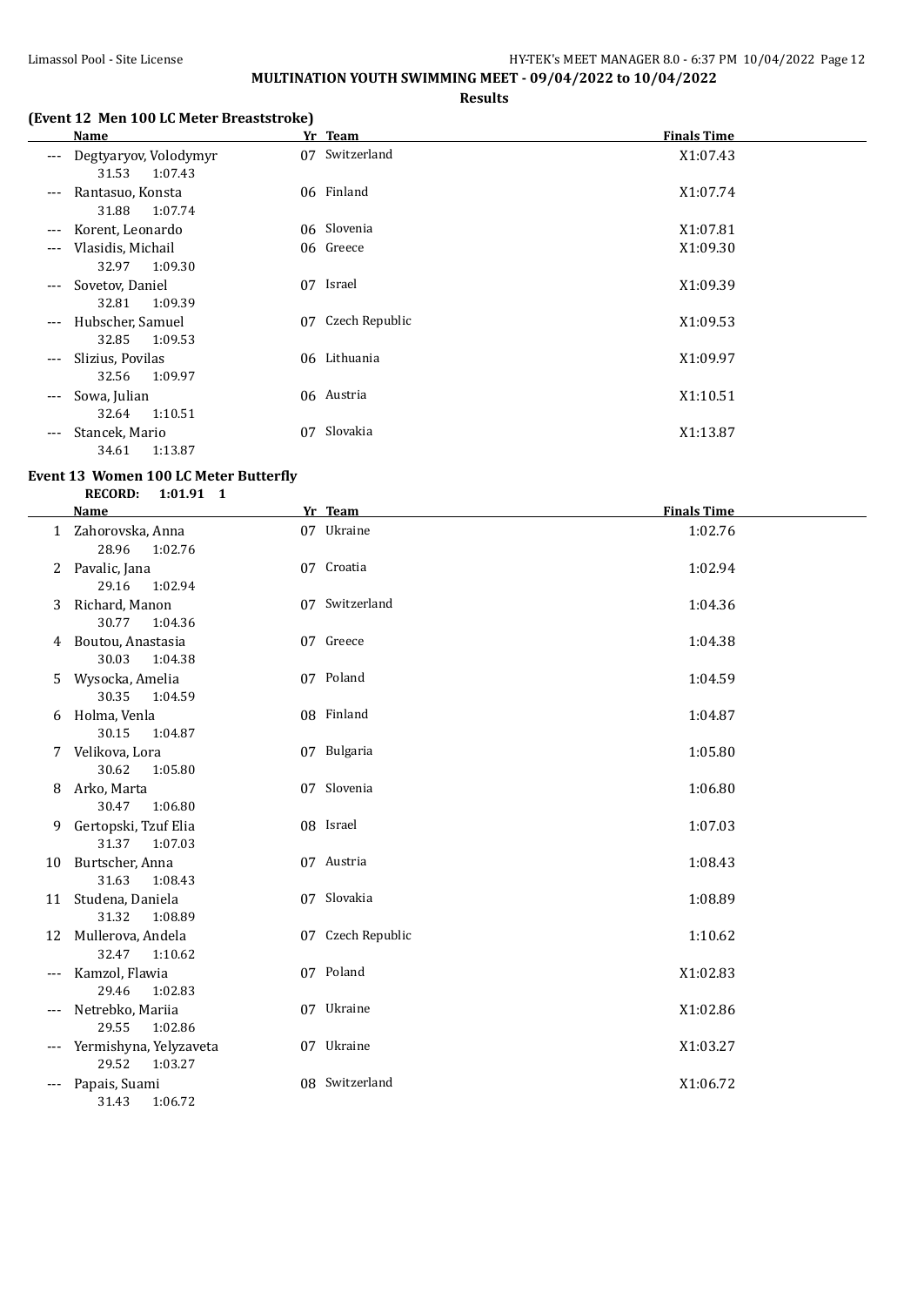**MULTINATION YOUTH SWIMMING MEET - 09/04/2022 to 10/04/2022**

**Results**

### (Event 12 Men 100 LC Meter Breaststroke)

| | Name | Yr | Team | Finals Time |
|---|---|---|---|---|
| --- | Degtyaryov, Volodymyr | 07 | Switzerland | X1:07.43 |
| | 31.53 1:07.43 | | | |
| --- | Rantasuo, Konsta | 06 | Finland | X1:07.74 |
| | 31.88 1:07.74 | | | |
| --- | Korent, Leonardo | 06 | Slovenia | X1:07.81 |
| --- | Vlasidis, Michail | 06 | Greece | X1:09.30 |
| | 32.97 1:09.30 | | | |
| --- | Sovetov, Daniel | 07 | Israel | X1:09.39 |
| | 32.81 1:09.39 | | | |
| --- | Hubscher, Samuel | 07 | Czech Republic | X1:09.53 |
| | 32.85 1:09.53 | | | |
| --- | Slizius, Povilas | 06 | Lithuania | X1:09.97 |
| | 32.56 1:09.97 | | | |
| --- | Sowa, Julian | 06 | Austria | X1:10.51 |
| | 32.64 1:10.51 | | | |
| --- | Stancek, Mario | 07 | Slovakia | X1:13.87 |
| | 34.61 1:13.87 | | | |

### Event 13 Women 100 LC Meter Butterfly

**RECORD: 1:01.91 1**

| | Name | Yr | Team | Finals Time |
|---|---|---|---|---|
| 1 | Zahorovska, Anna | 07 | Ukraine | 1:02.76 |
| | 28.96 1:02.76 | | | |
| 2 | Pavalic, Jana | 07 | Croatia | 1:02.94 |
| | 29.16 1:02.94 | | | |
| 3 | Richard, Manon | 07 | Switzerland | 1:04.36 |
| | 30.77 1:04.36 | | | |
| 4 | Boutou, Anastasia | 07 | Greece | 1:04.38 |
| | 30.03 1:04.38 | | | |
| 5 | Wysocka, Amelia | 07 | Poland | 1:04.59 |
| | 30.35 1:04.59 | | | |
| 6 | Holma, Venla | 08 | Finland | 1:04.87 |
| | 30.15 1:04.87 | | | |
| 7 | Velikova, Lora | 07 | Bulgaria | 1:05.80 |
| | 30.62 1:05.80 | | | |
| 8 | Arko, Marta | 07 | Slovenia | 1:06.80 |
| | 30.47 1:06.80 | | | |
| 9 | Gertopski, Tzuf Elia | 08 | Israel | 1:07.03 |
| | 31.37 1:07.03 | | | |
| 10 | Burtscher, Anna | 07 | Austria | 1:08.43 |
| | 31.63 1:08.43 | | | |
| 11 | Studena, Daniela | 07 | Slovakia | 1:08.89 |
| | 31.32 1:08.89 | | | |
| 12 | Mullerova, Andela | 07 | Czech Republic | 1:10.62 |
| | 32.47 1:10.62 | | | |
| --- | Kamzol, Flawia | 07 | Poland | X1:02.83 |
| | 29.46 1:02.83 | | | |
| --- | Netrebko, Mariia | 07 | Ukraine | X1:02.86 |
| | 29.55 1:02.86 | | | |
| --- | Yermishyna, Yelyzaveta | 07 | Ukraine | X1:03.27 |
| | 29.52 1:03.27 | | | |
| --- | Papais, Suami | 08 | Switzerland | X1:06.72 |
| | 31.43 1:06.72 | | | |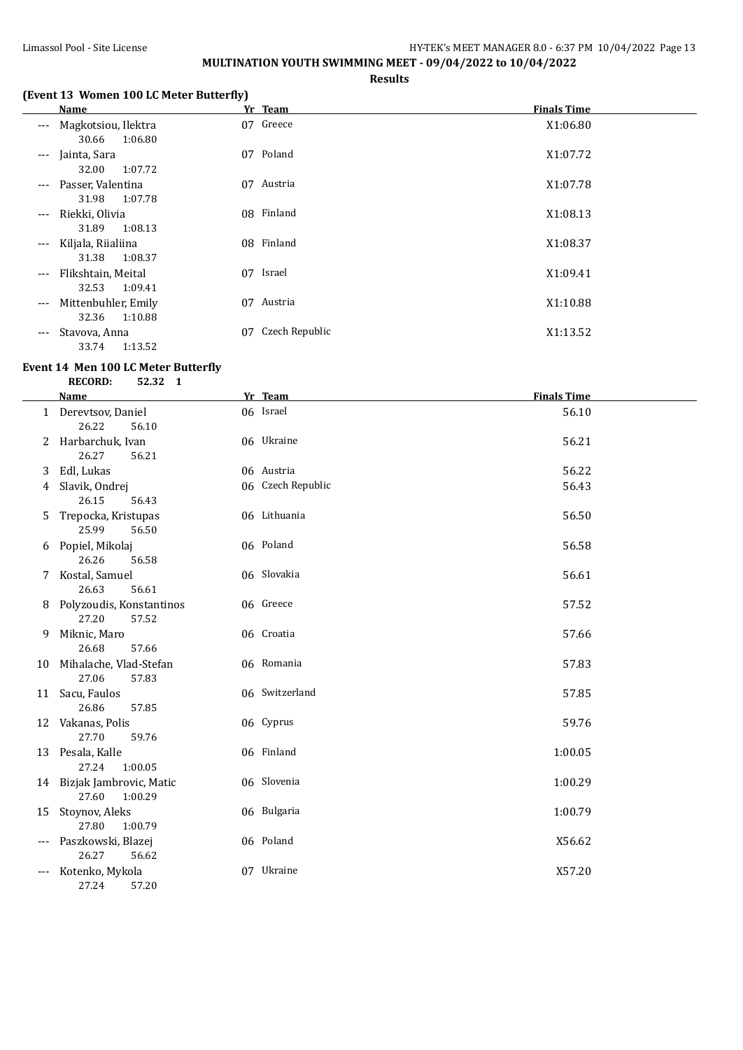**MULTINATION YOUTH SWIMMING MEET - 09/04/2022 to 10/04/2022**

**Results**

### (Event 13 Women 100 LC Meter Butterfly)

| | Name | Yr | Team | Finals Time |
|---|---|---|---|---|
| --- | Magkotsiou, Ilektra | 07 | Greece | X1:06.80 |
| | 30.66 1:06.80 | | | |
| --- | Jainta, Sara | 07 | Poland | X1:07.72 |
| | 32.00 1:07.72 | | | |
| --- | Passer, Valentina | 07 | Austria | X1:07.78 |
| | 31.98 1:07.78 | | | |
| --- | Riekki, Olivia | 08 | Finland | X1:08.13 |
| | 31.89 1:08.13 | | | |
| --- | Kiljala, Riialiina | 08 | Finland | X1:08.37 |
| | 31.38 1:08.37 | | | |
| --- | Flikshtain, Meital | 07 | Israel | X1:09.41 |
| | 32.53 1:09.41 | | | |
| --- | Mittenbuhler, Emily | 07 | Austria | X1:10.88 |
| | 32.36 1:10.88 | | | |
| --- | Stavova, Anna | 07 | Czech Republic | X1:13.52 |
| | 33.74 1:13.52 | | | |

### Event 14 Men 100 LC Meter Butterfly

**RECORD: 52.32 1**

| | Name | Yr | Team | Finals Time |
|---|---|---|---|---|
| 1 | Derevtsov, Daniel | 06 | Israel | 56.10 |
| | 26.22 56.10 | | | |
| 2 | Harbarchuk, Ivan | 06 | Ukraine | 56.21 |
| | 26.27 56.21 | | | |
| 3 | Edl, Lukas | 06 | Austria | 56.22 |
| 4 | Slavik, Ondrej | 06 | Czech Republic | 56.43 |
| | 26.15 56.43 | | | |
| 5 | Trepocka, Kristupas | 06 | Lithuania | 56.50 |
| | 25.99 56.50 | | | |
| 6 | Popiel, Mikolaj | 06 | Poland | 56.58 |
| | 26.26 56.58 | | | |
| 7 | Kostal, Samuel | 06 | Slovakia | 56.61 |
| | 26.63 56.61 | | | |
| 8 | Polyzoudis, Konstantinos | 06 | Greece | 57.52 |
| | 27.20 57.52 | | | |
| 9 | Miknic, Maro | 06 | Croatia | 57.66 |
| | 26.68 57.66 | | | |
| 10 | Mihalache, Vlad-Stefan | 06 | Romania | 57.83 |
| | 27.06 57.83 | | | |
| 11 | Sacu, Faulos | 06 | Switzerland | 57.85 |
| | 26.86 57.85 | | | |
| 12 | Vakanas, Polis | 06 | Cyprus | 59.76 |
| | 27.70 59.76 | | | |
| 13 | Pesala, Kalle | 06 | Finland | 1:00.05 |
| | 27.24 1:00.05 | | | |
| 14 | Bizjak Jambrovic, Matic | 06 | Slovenia | 1:00.29 |
| | 27.60 1:00.29 | | | |
| 15 | Stoynov, Aleks | 06 | Bulgaria | 1:00.79 |
| | 27.80 1:00.79 | | | |
| --- | Paszkowski, Blazej | 06 | Poland | X56.62 |
| | 26.27 56.62 | | | |
| --- | Kotenko, Mykola | 07 | Ukraine | X57.20 |
| | 27.24 57.20 | | | |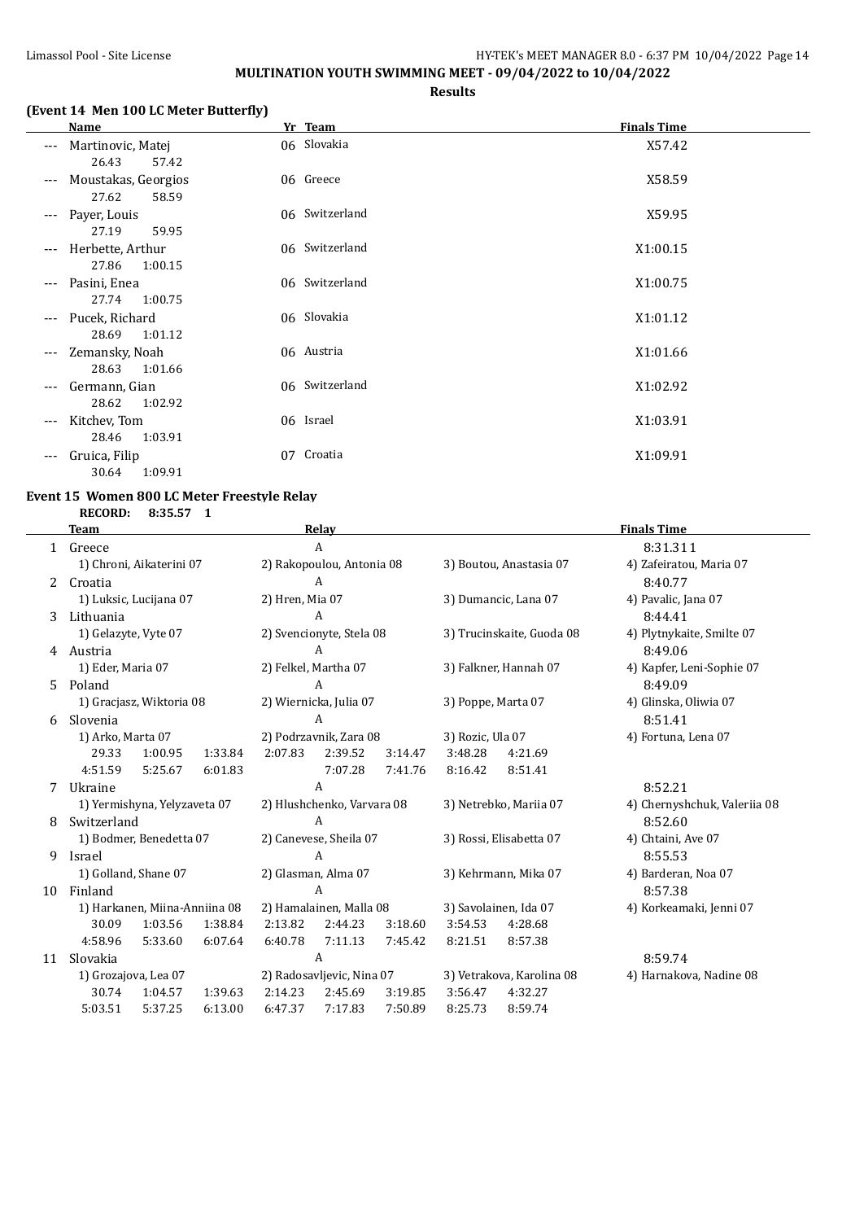# MULTINATION YOUTH SWIMMING MEET - 09/04/2022 to 10/04/2022

**Results**

### (Event 14 Men 100 LC Meter Butterfly)

| | Name | Yr | Team | Finals Time |
|---|---|---|---|---|
| --- | Martinovic, Matej | 06 | Slovakia | X57.42 |
| | 26.43 57.42 | | | |
| --- | Moustakas, Georgios | 06 | Greece | X58.59 |
| | 27.62 58.59 | | | |
| --- | Payer, Louis | 06 | Switzerland | X59.95 |
| | 27.19 59.95 | | | |
| --- | Herbette, Arthur | 06 | Switzerland | X1:00.15 |
| | 27.86 1:00.15 | | | |
| --- | Pasini, Enea | 06 | Switzerland | X1:00.75 |
| | 27.74 1:00.75 | | | |
| --- | Pucek, Richard | 06 | Slovakia | X1:01.12 |
| | 28.69 1:01.12 | | | |
| --- | Zemansky, Noah | 06 | Austria | X1:01.66 |
| | 28.63 1:01.66 | | | |
| --- | Germann, Gian | 06 | Switzerland | X1:02.92 |
| | 28.62 1:02.92 | | | |
| --- | Kitchev, Tom | 06 | Israel | X1:03.91 |
| | 28.46 1:03.91 | | | |
| --- | Gruica, Filip | 07 | Croatia | X1:09.91 |
| | 30.64 1:09.91 | | | |

### Event 15 Women 800 LC Meter Freestyle Relay

**RECORD: 8:35.57 1**

| | Team | Relay | | | Finals Time |
|---|---|---|---|---|---|
| 1 | Greece | A | | | 8:31.311 |
| | 1) Chroni, Aikaterini 07 | 2) Rakopoulou, Antonia 08 | 3) Boutou, Anastasia 07 | 4) Zafeiratou, Maria 07 | |
| 2 | Croatia | A | | | 8:40.77 |
| | 1) Luksic, Lucijana 07 | 2) Hren, Mia 07 | 3) Dumancic, Lana 07 | 4) Pavalic, Jana 07 | |
| 3 | Lithuania | A | | | 8:44.41 |
| | 1) Gelazyte, Vyte 07 | 2) Svencionyte, Stela 08 | 3) Trucinskaite, Guoda 08 | 4) Plytnykaite, Smilte 07 | |
| 4 | Austria | A | | | 8:49.06 |
| | 1) Eder, Maria 07 | 2) Felkel, Martha 07 | 3) Falkner, Hannah 07 | 4) Kapfer, Leni-Sophie 07 | |
| 5 | Poland | A | | | 8:49.09 |
| | 1) Gracjasz, Wiktoria 08 | 2) Wiernicka, Julia 07 | 3) Poppe, Marta 07 | 4) Glinska, Oliwia 07 | |
| 6 | Slovenia | A | | | 8:51.41 |
| | 1) Arko, Marta 07 | 2) Podrzavnik, Zara 08 | 3) Rozic, Ula 07 | 4) Fortuna, Lena 07 | |
| | 29.33 1:00.95 1:33.84 | 2:07.83 2:39.52 3:14.47 | 3:48.28 4:21.69 | | |
| | 4:51.59 5:25.67 6:01.83 | 7:07.28 7:41.76 | 8:16.42 8:51.41 | | |
| 7 | Ukraine | A | | | 8:52.21 |
| | 1) Yermishyna, Yelyzaveta 07 | 2) Hlushchenko, Varvara 08 | 3) Netrebko, Mariia 07 | 4) Chernyshchuk, Valeriia 08 | |
| 8 | Switzerland | A | | | 8:52.60 |
| | 1) Bodmer, Benedetta 07 | 2) Canevese, Sheila 07 | 3) Rossi, Elisabetta 07 | 4) Chtaini, Ave 07 | |
| 9 | Israel | A | | | 8:55.53 |
| | 1) Golland, Shane 07 | 2) Glasman, Alma 07 | 3) Kehrmann, Mika 07 | 4) Barderan, Noa 07 | |
| 10 | Finland | A | | | 8:57.38 |
| | 1) Harkanen, Miina-Anniina 08 | 2) Hamalainen, Malla 08 | 3) Savolainen, Ida 07 | 4) Korkeamaki, Jenni 07 | |
| | 30.09 1:03.56 1:38.84 | 2:13.82 2:44.23 3:18.60 | 3:54.53 4:28.68 | | |
| | 4:58.96 5:33.60 6:07.64 | 6:40.78 7:11.13 7:45.42 | 8:21.51 8:57.38 | | |
| 11 | Slovakia | A | | | 8:59.74 |
| | 1) Grozajova, Lea 07 | 2) Radosavljevic, Nina 07 | 3) Vetrakova, Karolina 08 | 4) Harnakova, Nadine 08 | |
| | 30.74 1:04.57 1:39.63 | 2:14.23 2:45.69 3:19.85 | 3:56.47 4:32.27 | | |
| | 5:03.51 5:37.25 6:13.00 | 6:47.37 7:17.83 7:50.89 | 8:25.73 8:59.74 | | |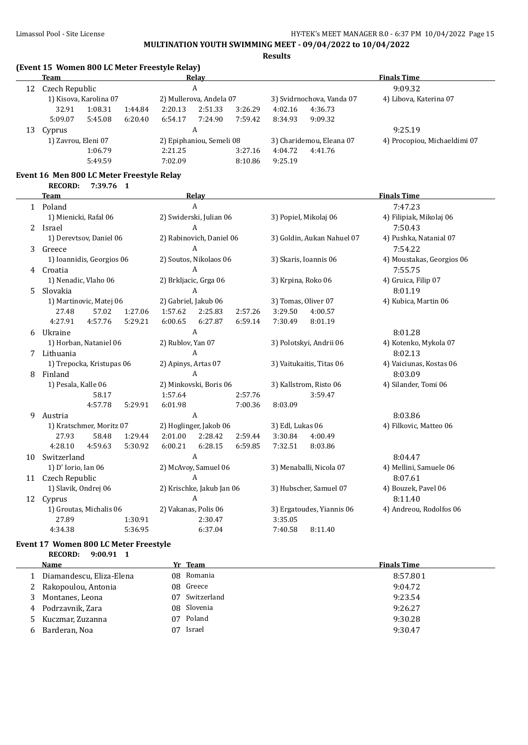**MULTINATION YOUTH SWIMMING MEET - 09/04/2022 to 10/04/2022**

**Results**

### (Event 15 Women 800 LC Meter Freestyle Relay)

| | Team | Relay | | Finals Time |
|---|---|---|---|---|
| 12 | Czech Republic | A | | 9:09.32 |
| | 1) Kisova, Karolina 07 | 2) Mullerova, Andela 07 | 3) Svidrnochova, Vanda 07 | 4) Libova, Katerina 07 |
| | 32.91  1:08.31  1:44.84 | 2:20.13  2:51.33  3:26.29 | 4:02.16  4:36.73 | |
| | 5:09.07  5:45.08  6:20.40 | 6:54.17  7:24.90  7:59.42 | 8:34.93  9:09.32 | |
| 13 | Cyprus | A | | 9:25.19 |
| | 1) Zavrou, Eleni 07 | 2) Epiphaniou, Semeli 08 | 3) Charidemou, Eleana 07 | 4) Procopiou, Michaeldimi 07 |
| | 1:06.79 | 2:21.25  3:27.16 | 4:04.72  4:41.76 | |
| | 5:49.59 | 7:02.09  8:10.86 | 9:25.19 | |

### Event 16 Men 800 LC Meter Freestyle Relay

**RECORD: 7:39.76 1**

| | Team | Relay | | Finals Time |
|---|---|---|---|---|
| 1 | Poland | A | | 7:47.23 |
| | 1) Mienicki, Rafal 06 | 2) Swiderski, Julian 06 | 3) Popiel, Mikolaj 06 | 4) Filipiak, Mikolaj 06 |
| 2 | Israel | A | | 7:50.43 |
| | 1) Derevtsov, Daniel 06 | 2) Rabinovich, Daniel 06 | 3) Goldin, Aukan Nahuel 07 | 4) Pushka, Natanial 07 |
| 3 | Greece | A | | 7:54.22 |
| | 1) Ioannidis, Georgios 06 | 2) Soutos, Nikolaos 06 | 3) Skaris, Ioannis 06 | 4) Moustakas, Georgios 06 |
| 4 | Croatia | A | | 7:55.75 |
| | 1) Nenadic, Vlaho 06 | 2) Brkljacic, Grga 06 | 3) Krpina, Roko 06 | 4) Gruica, Filip 07 |
| 5 | Slovakia | A | | 8:01.19 |
| | 1) Martinovic, Matej 06 | 2) Gabriel, Jakub 06 | 3) Tomas, Oliver 07 | 4) Kubica, Martin 06 |
| | 27.48  57.02  1:27.06 | 1:57.62  2:25.83  2:57.26 | 3:29.50  4:00.57 | |
| | 4:27.91  4:57.76  5:29.21 | 6:00.65  6:27.87  6:59.14 | 7:30.49  8:01.19 | |
| 6 | Ukraine | A | | 8:01.28 |
| | 1) Horban, Nataniel 06 | 2) Rublov, Yan 07 | 3) Polotskyi, Andrii 06 | 4) Kotenko, Mykola 07 |
| 7 | Lithuania | A | | 8:02.13 |
| | 1) Trepocka, Kristupas 06 | 2) Apinys, Artas 07 | 3) Vaitukaitis, Titas 06 | 4) Vaiciunas, Kostas 06 |
| 8 | Finland | A | | 8:03.09 |
| | 1) Pesala, Kalle 06 | 2) Minkovski, Boris 06 | 3) Kallstrom, Risto 06 | 4) Silander, Tomi 06 |
| | 58.17 | 1:57.64  2:57.76 | 3:59.47 | |
| | 4:57.78  5:29.91 | 6:01.98  7:00.36 | 8:03.09 | |
| 9 | Austria | A | | 8:03.86 |
| | 1) Kratschmer, Moritz 07 | 2) Hoglinger, Jakob 06 | 3) Edl, Lukas 06 | 4) Filkovic, Matteo 06 |
| | 27.93  58.48  1:29.44 | 2:01.00  2:28.42  2:59.44 | 3:30.84  4:00.49 | |
| | 4:28.10  4:59.63  5:30.92 | 6:00.21  6:28.15  6:59.85 | 7:32.51  8:03.86 | |
| 10 | Switzerland | A | | 8:04.47 |
| | 1) D' Iorio, Ian 06 | 2) McAvoy, Samuel 06 | 3) Menaballi, Nicola 07 | 4) Mellini, Samuele 06 |
| 11 | Czech Republic | A | | 8:07.61 |
| | 1) Slavik, Ondrej 06 | 2) Krischke, Jakub Jan 06 | 3) Hubscher, Samuel 07 | 4) Bouzek, Pavel 06 |
| 12 | Cyprus | A | | 8:11.40 |
| | 1) Groutas, Michalis 06 | 2) Vakanas, Polis 06 | 3) Ergatoudes, Yiannis 06 | 4) Andreou, Rodolfos 06 |
| | 27.89  1:30.91 | 2:30.47 | 3:35.05 | |
| | 4:34.38  5:36.95 | 6:37.04 | 7:40.58  8:11.40 | |

### Event 17 Women 800 LC Meter Freestyle

**RECORD: 9:00.91 1**

| | Name | Yr | Team | Finals Time |
|---|---|---|---|---|
| 1 | Diamandescu, Eliza-Elena | 08 | Romania | 8:57.80! |
| 2 | Rakopoulou, Antonia | 08 | Greece | 9:04.72 |
| 3 | Montanes, Leona | 07 | Switzerland | 9:23.54 |
| 4 | Podrzavnik, Zara | 08 | Slovenia | 9:26.27 |
| 5 | Kuczmar, Zuzanna | 07 | Poland | 9:30.28 |
| 6 | Barderan, Noa | 07 | Israel | 9:30.47 |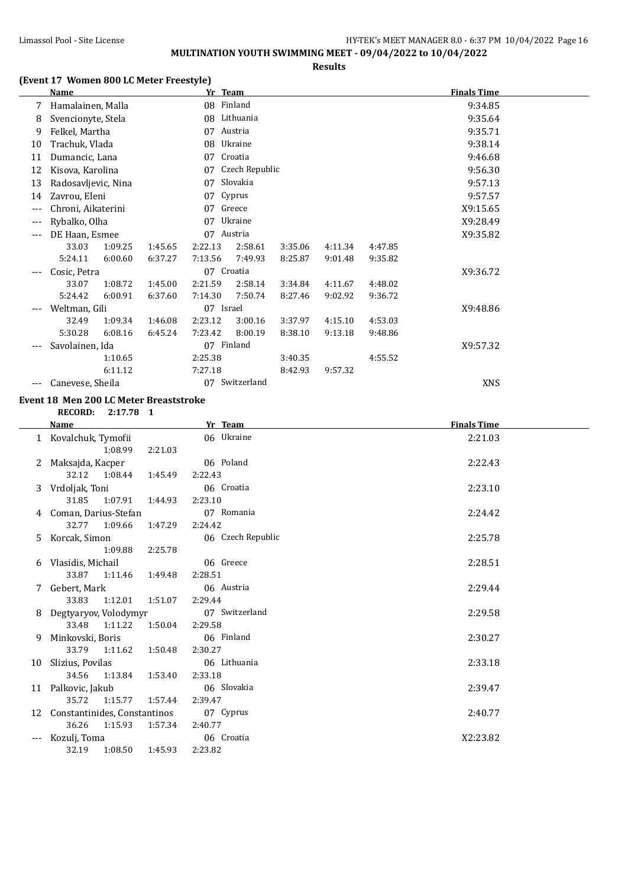**MULTINATION YOUTH SWIMMING MEET - 09/04/2022 to 10/04/2022**

**Results**

### (Event 17 Women 800 LC Meter Freestyle)

| | Name | Yr | Team | Finals Time |
|---|---|---|---|---|
| 7 | Hamalainen, Malla | 08 | Finland | 9:34.85 |
| 8 | Svencionyte, Stela | 08 | Lithuania | 9:35.64 |
| 9 | Felkel, Martha | 07 | Austria | 9:35.71 |
| 10 | Trachuk, Vlada | 08 | Ukraine | 9:38.14 |
| 11 | Dumancic, Lana | 07 | Croatia | 9:46.68 |
| 12 | Kisova, Karolina | 07 | Czech Republic | 9:56.30 |
| 13 | Radosavljevic, Nina | 07 | Slovakia | 9:57.13 |
| 14 | Zavrou, Eleni | 07 | Cyprus | 9:57.57 |
| --- | Chroni, Aikaterini | 07 | Greece | X9:15.65 |
| --- | Rybalko, Olha | 07 | Ukraine | X9:28.49 |
| --- | DE Haan, Esmee | 07 | Austria | X9:35.82 |
| | 33.03 1:09.25 1:45.65 2:22.13 2:58.61 3:35.06 4:11.34 4:47.85 | | | |
| | 5:24.11 6:00.60 6:37.27 7:13.56 7:49.93 8:25.87 9:01.48 9:35.82 | | | |
| --- | Cosic, Petra | 07 | Croatia | X9:36.72 |
| | 33.07 1:08.72 1:45.00 2:21.59 2:58.14 3:34.84 4:11.67 4:48.02 | | | |
| | 5:24.42 6:00.91 6:37.60 7:14.30 7:50.74 8:27.46 9:02.92 9:36.72 | | | |
| --- | Weltman, Gili | 07 | Israel | X9:48.86 |
| | 32.49 1:09.34 1:46.08 2:23.12 3:00.16 3:37.97 4:15.10 4:53.03 | | | |
| | 5:30.28 6:08.16 6:45.24 7:23.42 8:00.19 8:38.10 9:13.18 9:48.86 | | | |
| --- | Savolainen, Ida | 07 | Finland | X9:57.32 |
| | 1:10.65 2:25.38 3:40.35 4:55.52 | | | |
| | 6:11.12 7:27.18 8:42.93 9:57.32 | | | |
| --- | Canevese, Sheila | 07 | Switzerland | XNS |

### Event 18 Men 200 LC Meter Breaststroke

**RECORD: 2:17.78 1**

| | Name | Yr | Team | Finals Time |
|---|---|---|---|---|
| 1 | Kovalchuk, Tymofii | 06 | Ukraine | 2:21.03 |
| | 1:08.99 2:21.03 | | | |
| 2 | Maksajda, Kacper | 06 | Poland | 2:22.43 |
| | 32.12 1:08.44 1:45.49 2:22.43 | | | |
| 3 | Vrdoljak, Toni | 06 | Croatia | 2:23.10 |
| | 31.85 1:07.91 1:44.93 2:23.10 | | | |
| 4 | Coman, Darius-Stefan | 07 | Romania | 2:24.42 |
| | 32.77 1:09.66 1:47.29 2:24.42 | | | |
| 5 | Korcak, Simon | 06 | Czech Republic | 2:25.78 |
| | 1:09.88 2:25.78 | | | |
| 6 | Vlasidis, Michail | 06 | Greece | 2:28.51 |
| | 33.87 1:11.46 1:49.48 2:28.51 | | | |
| 7 | Gebert, Mark | 06 | Austria | 2:29.44 |
| | 33.83 1:12.01 1:51.07 2:29.44 | | | |
| 8 | Degtyaryov, Volodymyr | 07 | Switzerland | 2:29.58 |
| | 33.48 1:11.22 1:50.04 2:29.58 | | | |
| 9 | Minkovski, Boris | 06 | Finland | 2:30.27 |
| | 33.79 1:11.62 1:50.48 2:30.27 | | | |
| 10 | Slizius, Povilas | 06 | Lithuania | 2:33.18 |
| | 34.56 1:13.84 1:53.40 2:33.18 | | | |
| 11 | Palkovic, Jakub | 06 | Slovakia | 2:39.47 |
| | 35.72 1:15.77 1:57.44 2:39.47 | | | |
| 12 | Constantinides, Constantinos | 07 | Cyprus | 2:40.77 |
| | 36.26 1:15.93 1:57.34 2:40.77 | | | |
| --- | Kozulj, Toma | 06 | Croatia | X2:23.82 |
| | 32.19 1:08.50 1:45.93 2:23.82 | | | |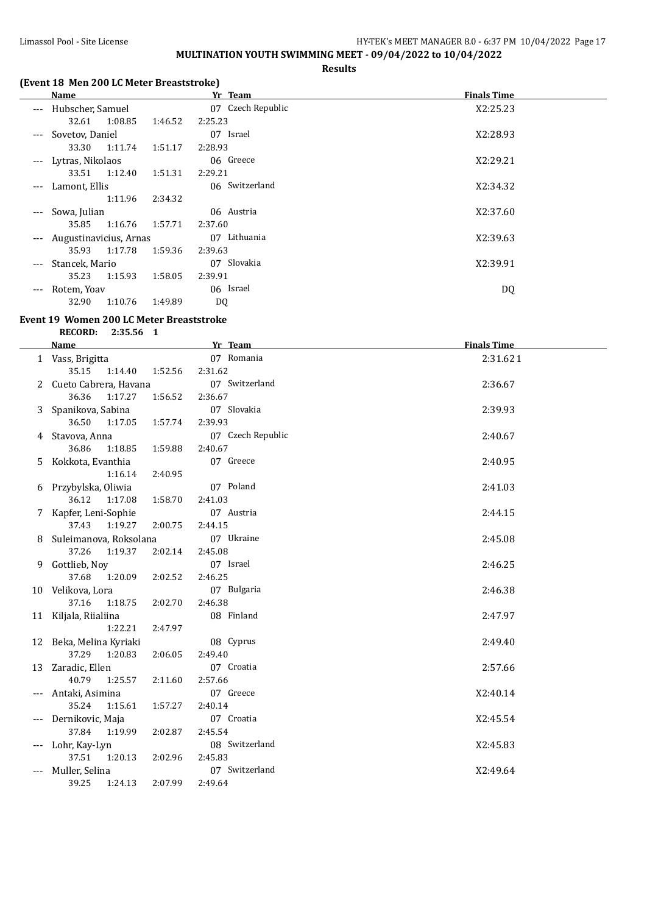**MULTINATION YOUTH SWIMMING MEET - 09/04/2022 to 10/04/2022**

**Results**

### (Event 18 Men 200 LC Meter Breaststroke)

| | Name | Yr | Team | Finals Time |
|---|---|---|---|---|
| --- | Hubscher, Samuel | 07 | Czech Republic | X2:25.23 |
| | 32.61 1:08.85 1:46.52 2:25.23 | | | |
| --- | Sovetov, Daniel | 07 | Israel | X2:28.93 |
| | 33.30 1:11.74 1:51.17 2:28.93 | | | |
| --- | Lytras, Nikolaos | 06 | Greece | X2:29.21 |
| | 33.51 1:12.40 1:51.31 2:29.21 | | | |
| --- | Lamont, Ellis | 06 | Switzerland | X2:34.32 |
| | 1:11.96 2:34.32 | | | |
| --- | Sowa, Julian | 06 | Austria | X2:37.60 |
| | 35.85 1:16.76 1:57.71 2:37.60 | | | |
| --- | Augustinavicius, Arnas | 07 | Lithuania | X2:39.63 |
| | 35.93 1:17.78 1:59.36 2:39.63 | | | |
| --- | Stancek, Mario | 07 | Slovakia | X2:39.91 |
| | 35.23 1:15.93 1:58.05 2:39.91 | | | |
| --- | Rotem, Yoav | 06 | Israel | DQ |
| | 32.90 1:10.76 1:49.89 DQ | | | |

### Event 19 Women 200 LC Meter Breaststroke

**RECORD: 2:35.56 1**

| | Name | Yr | Team | Finals Time |
|---|---|---|---|---|
| 1 | Vass, Brigitta | 07 | Romania | 2:31.62 1 |
| | 35.15 1:14.40 1:52.56 2:31.62 | | | |
| 2 | Cueto Cabrera, Havana | 07 | Switzerland | 2:36.67 |
| | 36.36 1:17.27 1:56.52 2:36.67 | | | |
| 3 | Spanikova, Sabina | 07 | Slovakia | 2:39.93 |
| | 36.50 1:17.05 1:57.74 2:39.93 | | | |
| 4 | Stavova, Anna | 07 | Czech Republic | 2:40.67 |
| | 36.86 1:18.85 1:59.88 2:40.67 | | | |
| 5 | Kokkota, Evanthia | 07 | Greece | 2:40.95 |
| | 1:16.14 2:40.95 | | | |
| 6 | Przybylska, Oliwia | 07 | Poland | 2:41.03 |
| | 36.12 1:17.08 1:58.70 2:41.03 | | | |
| 7 | Kapfer, Leni-Sophie | 07 | Austria | 2:44.15 |
| | 37.43 1:19.27 2:00.75 2:44.15 | | | |
| 8 | Suleimanova, Roksolana | 07 | Ukraine | 2:45.08 |
| | 37.26 1:19.37 2:02.14 2:45.08 | | | |
| 9 | Gottlieb, Noy | 07 | Israel | 2:46.25 |
| | 37.68 1:20.09 2:02.52 2:46.25 | | | |
| 10 | Velikova, Lora | 07 | Bulgaria | 2:46.38 |
| | 37.16 1:18.75 2:02.70 2:46.38 | | | |
| 11 | Kiljala, Riialiina | 08 | Finland | 2:47.97 |
| | 1:22.21 2:47.97 | | | |
| 12 | Beka, Melina Kyriaki | 08 | Cyprus | 2:49.40 |
| | 37.29 1:20.83 2:06.05 2:49.40 | | | |
| 13 | Zaradic, Ellen | 07 | Croatia | 2:57.66 |
| | 40.79 1:25.57 2:11.60 2:57.66 | | | |
| --- | Antaki, Asimina | 07 | Greece | X2:40.14 |
| | 35.24 1:15.61 1:57.27 2:40.14 | | | |
| --- | Dernikovic, Maja | 07 | Croatia | X2:45.54 |
| | 37.84 1:19.99 2:02.87 2:45.54 | | | |
| --- | Lohr, Kay-Lyn | 08 | Switzerland | X2:45.83 |
| | 37.51 1:20.13 2:02.96 2:45.83 | | | |
| --- | Muller, Selina | 07 | Switzerland | X2:49.64 |
| | 39.25 1:24.13 2:07.99 2:49.64 | | | |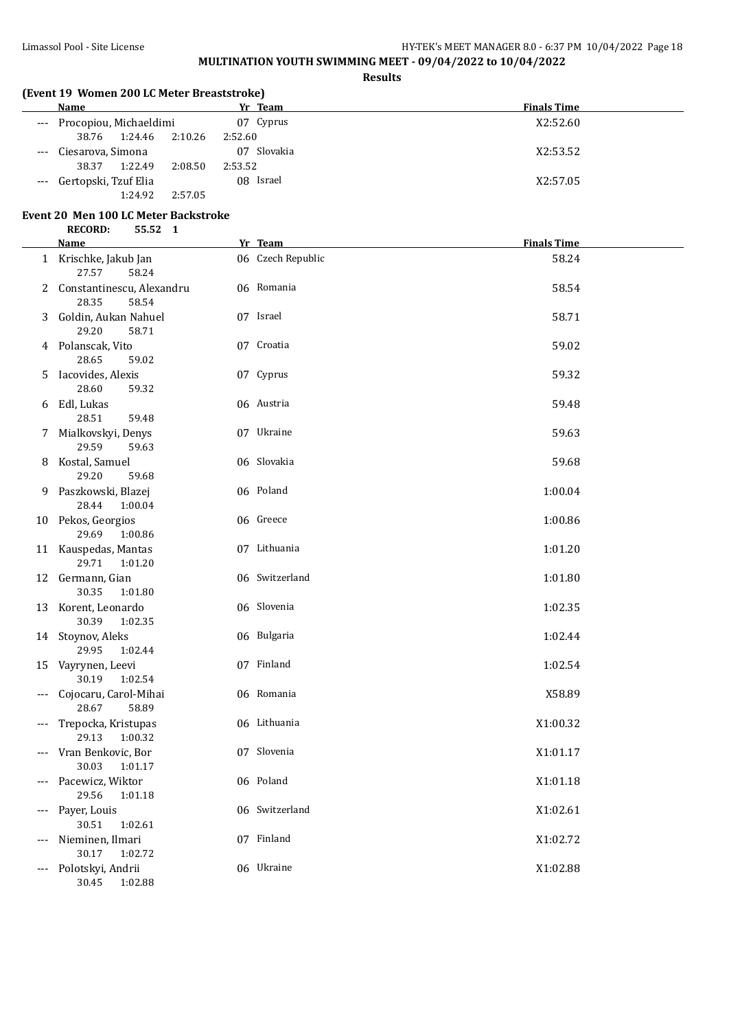**MULTINATION YOUTH SWIMMING MEET - 09/04/2022 to 10/04/2022**

**Results**

### (Event 19 Women 200 LC Meter Breaststroke)

| | Name | Yr | Team | Finals Time |
|---|---|---|---|---|
| --- | Procopiou, Michaeldimi | 07 | Cyprus | X2:52.60 |
| | 38.76 1:24.46 2:10.26 2:52.60 | | | |
| --- | Ciesarova, Simona | 07 | Slovakia | X2:53.52 |
| | 38.37 1:22.49 2:08.50 2:53.52 | | | |
| --- | Gertopski, Tzuf Elia | 08 | Israel | X2:57.05 |
| | 1:24.92 2:57.05 | | | |

### Event 20 Men 100 LC Meter Backstroke

**RECORD: 55.52 1**

| | Name | Yr | Team | Finals Time |
|---|---|---|---|---|
| 1 | Krischke, Jakub Jan | 06 | Czech Republic | 58.24 |
| | 27.57 58.24 | | | |
| 2 | Constantinescu, Alexandru | 06 | Romania | 58.54 |
| | 28.35 58.54 | | | |
| 3 | Goldin, Aukan Nahuel | 07 | Israel | 58.71 |
| | 29.20 58.71 | | | |
| 4 | Polanscak, Vito | 07 | Croatia | 59.02 |
| | 28.65 59.02 | | | |
| 5 | Iacovides, Alexis | 07 | Cyprus | 59.32 |
| | 28.60 59.32 | | | |
| 6 | Edl, Lukas | 06 | Austria | 59.48 |
| | 28.51 59.48 | | | |
| 7 | Mialkovskyi, Denys | 07 | Ukraine | 59.63 |
| | 29.59 59.63 | | | |
| 8 | Kostal, Samuel | 06 | Slovakia | 59.68 |
| | 29.20 59.68 | | | |
| 9 | Paszkowski, Blazej | 06 | Poland | 1:00.04 |
| | 28.44 1:00.04 | | | |
| 10 | Pekos, Georgios | 06 | Greece | 1:00.86 |
| | 29.69 1:00.86 | | | |
| 11 | Kauspedas, Mantas | 07 | Lithuania | 1:01.20 |
| | 29.71 1:01.20 | | | |
| 12 | Germann, Gian | 06 | Switzerland | 1:01.80 |
| | 30.35 1:01.80 | | | |
| 13 | Korent, Leonardo | 06 | Slovenia | 1:02.35 |
| | 30.39 1:02.35 | | | |
| 14 | Stoynov, Aleks | 06 | Bulgaria | 1:02.44 |
| | 29.95 1:02.44 | | | |
| 15 | Vayrynen, Leevi | 07 | Finland | 1:02.54 |
| | 30.19 1:02.54 | | | |
| --- | Cojocaru, Carol-Mihai | 06 | Romania | X58.89 |
| | 28.67 58.89 | | | |
| --- | Trepocka, Kristupas | 06 | Lithuania | X1:00.32 |
| | 29.13 1:00.32 | | | |
| --- | Vran Benkovic, Bor | 07 | Slovenia | X1:01.17 |
| | 30.03 1:01.17 | | | |
| --- | Pacewicz, Wiktor | 06 | Poland | X1:01.18 |
| | 29.56 1:01.18 | | | |
| --- | Payer, Louis | 06 | Switzerland | X1:02.61 |
| | 30.51 1:02.61 | | | |
| --- | Nieminen, Ilmari | 07 | Finland | X1:02.72 |
| | 30.17 1:02.72 | | | |
| --- | Polotskyi, Andrii | 06 | Ukraine | X1:02.88 |
| | 30.45 1:02.88 | | | |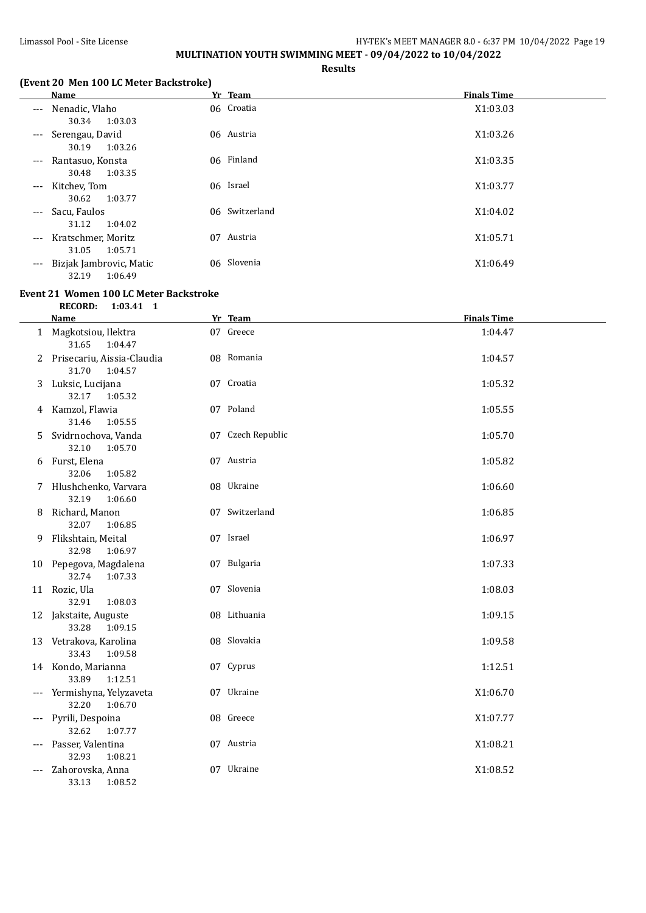## MULTINATION YOUTH SWIMMING MEET - 09/04/2022 to 10/04/2022

**Results**

### (Event 20 Men 100 LC Meter Backstroke)

| | Name | Yr | Team | Finals Time |
|---|---|---|---|---|
| --- | Nenadic, Vlaho<br>30.34 1:03.03 | 06 | Croatia | X1:03.03 |
| --- | Serengau, David<br>30.19 1:03.26 | 06 | Austria | X1:03.26 |
| --- | Rantasuo, Konsta<br>30.48 1:03.35 | 06 | Finland | X1:03.35 |
| --- | Kitchev, Tom<br>30.62 1:03.77 | 06 | Israel | X1:03.77 |
| --- | Sacu, Faulos<br>31.12 1:04.02 | 06 | Switzerland | X1:04.02 |
| --- | Kratschmer, Moritz<br>31.05 1:05.71 | 07 | Austria | X1:05.71 |
| --- | Bizjak Jambrovic, Matic<br>32.19 1:06.49 | 06 | Slovenia | X1:06.49 |

### Event 21 Women 100 LC Meter Backstroke

**RECORD: 1:03.41 1**

| | Name | Yr | Team | Finals Time |
|---|---|---|---|---|
| 1 | Magkotsiou, Ilektra<br>31.65 1:04.47 | 07 | Greece | 1:04.47 |
| 2 | Prisecariu, Aissia-Claudia<br>31.70 1:04.57 | 08 | Romania | 1:04.57 |
| 3 | Luksic, Lucijana<br>32.17 1:05.32 | 07 | Croatia | 1:05.32 |
| 4 | Kamzol, Flawia<br>31.46 1:05.55 | 07 | Poland | 1:05.55 |
| 5 | Svidrnochova, Vanda<br>32.10 1:05.70 | 07 | Czech Republic | 1:05.70 |
| 6 | Furst, Elena<br>32.06 1:05.82 | 07 | Austria | 1:05.82 |
| 7 | Hlushchenko, Varvara<br>32.19 1:06.60 | 08 | Ukraine | 1:06.60 |
| 8 | Richard, Manon<br>32.07 1:06.85 | 07 | Switzerland | 1:06.85 |
| 9 | Flikshtain, Meital<br>32.98 1:06.97 | 07 | Israel | 1:06.97 |
| 10 | Pepegova, Magdalena<br>32.74 1:07.33 | 07 | Bulgaria | 1:07.33 |
| 11 | Rozic, Ula<br>32.91 1:08.03 | 07 | Slovenia | 1:08.03 |
| 12 | Jakstaite, Auguste<br>33.28 1:09.15 | 08 | Lithuania | 1:09.15 |
| 13 | Vetrakova, Karolina<br>33.43 1:09.58 | 08 | Slovakia | 1:09.58 |
| 14 | Kondo, Marianna<br>33.89 1:12.51 | 07 | Cyprus | 1:12.51 |
| --- | Yermishyna, Yelyzaveta<br>32.20 1:06.70 | 07 | Ukraine | X1:06.70 |
| --- | Pyrili, Despoina<br>32.62 1:07.77 | 08 | Greece | X1:07.77 |
| --- | Passer, Valentina<br>32.93 1:08.21 | 07 | Austria | X1:08.21 |
| --- | Zahorovska, Anna<br>33.13 1:08.52 | 07 | Ukraine | X1:08.52 |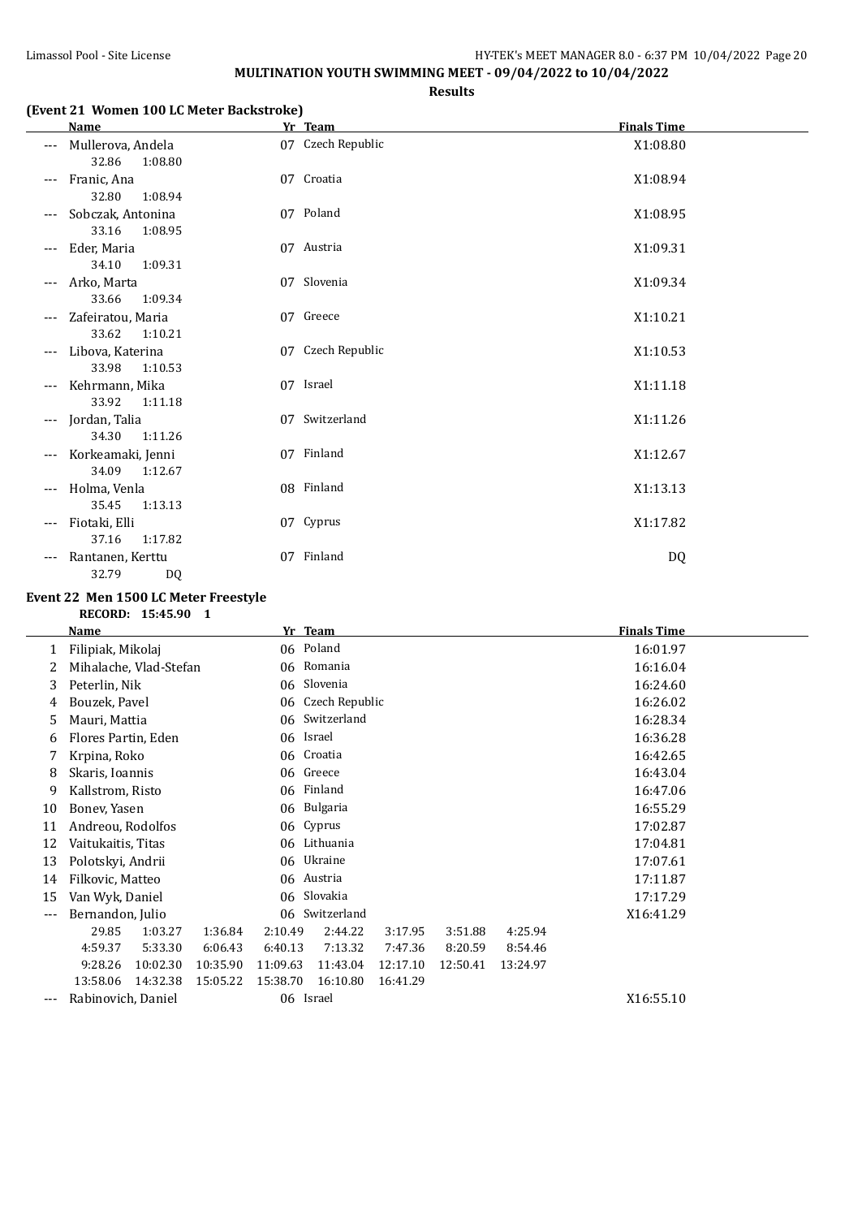**MULTINATION YOUTH SWIMMING MEET - 09/04/2022 to 10/04/2022**

**Results**

### (Event 21 Women 100 LC Meter Backstroke)

| | Name | Yr | Team | Finals Time |
|---|---|---|---|---|
| --- | Mullerova, Andela | 07 | Czech Republic | X1:08.80 |
| | 32.86 1:08.80 | | | |
| --- | Franic, Ana | 07 | Croatia | X1:08.94 |
| | 32.80 1:08.94 | | | |
| --- | Sobczak, Antonina | 07 | Poland | X1:08.95 |
| | 33.16 1:08.95 | | | |
| --- | Eder, Maria | 07 | Austria | X1:09.31 |
| | 34.10 1:09.31 | | | |
| --- | Arko, Marta | 07 | Slovenia | X1:09.34 |
| | 33.66 1:09.34 | | | |
| --- | Zafeiratou, Maria | 07 | Greece | X1:10.21 |
| | 33.62 1:10.21 | | | |
| --- | Libova, Katerina | 07 | Czech Republic | X1:10.53 |
| | 33.98 1:10.53 | | | |
| --- | Kehrmann, Mika | 07 | Israel | X1:11.18 |
| | 33.92 1:11.18 | | | |
| --- | Jordan, Talia | 07 | Switzerland | X1:11.26 |
| | 34.30 1:11.26 | | | |
| --- | Korkeamaki, Jenni | 07 | Finland | X1:12.67 |
| | 34.09 1:12.67 | | | |
| --- | Holma, Venla | 08 | Finland | X1:13.13 |
| | 35.45 1:13.13 | | | |
| --- | Fiotaki, Elli | 07 | Cyprus | X1:17.82 |
| | 37.16 1:17.82 | | | |
| --- | Rantanen, Kerttu | 07 | Finland | DQ |
| | 32.79 DQ | | | |

### Event 22 Men 1500 LC Meter Freestyle

**RECORD: 15:45.90 1**

| | Name | Yr | Team | Finals Time |
|---|---|---|---|---|
| 1 | Filipiak, Mikolaj | 06 | Poland | 16:01.97 |
| 2 | Mihalache, Vlad-Stefan | 06 | Romania | 16:16.04 |
| 3 | Peterlin, Nik | 06 | Slovenia | 16:24.60 |
| 4 | Bouzek, Pavel | 06 | Czech Republic | 16:26.02 |
| 5 | Mauri, Mattia | 06 | Switzerland | 16:28.34 |
| 6 | Flores Partin, Eden | 06 | Israel | 16:36.28 |
| 7 | Krpina, Roko | 06 | Croatia | 16:42.65 |
| 8 | Skaris, Ioannis | 06 | Greece | 16:43.04 |
| 9 | Kallstrom, Risto | 06 | Finland | 16:47.06 |
| 10 | Bonev, Yasen | 06 | Bulgaria | 16:55.29 |
| 11 | Andreou, Rodolfos | 06 | Cyprus | 17:02.87 |
| 12 | Vaitukaitis, Titas | 06 | Lithuania | 17:04.81 |
| 13 | Polotskyi, Andrii | 06 | Ukraine | 17:07.61 |
| 14 | Filkovic, Matteo | 06 | Austria | 17:11.87 |
| 15 | Van Wyk, Daniel | 06 | Slovakia | 17:17.29 |
| --- | Bernandon, Julio | 06 | Switzerland | X16:41.29 |
| | 29.85 1:03.27 1:36.84 2:10.49 2:44.22 3:17.95 3:51.88 4:25.94 | | | |
| | 4:59.37 5:33.30 6:06.43 6:40.13 7:13.32 7:47.36 8:20.59 8:54.46 | | | |
| | 9:28.26 10:02.30 10:35.90 11:09.63 11:43.04 12:17.10 12:50.41 13:24.97 | | | |
| | 13:58.06 14:32.38 15:05.22 15:38.70 16:10.80 16:41.29 | | | |
| --- | Rabinovich, Daniel | 06 | Israel | X16:55.10 |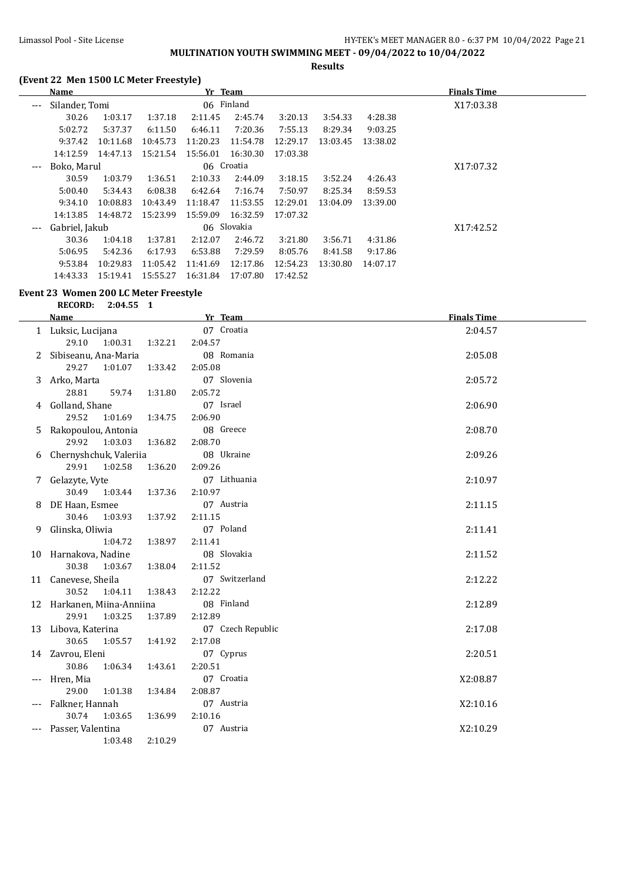**MULTINATION YOUTH SWIMMING MEET - 09/04/2022 to 10/04/2022**

**Results**

### (Event 22 Men 1500 LC Meter Freestyle)

| | Name | | | Yr | Team | | | | Finals Time |
|---|---|---|---|---|---|---|---|---|---|
| --- | Silander, Tomi | | | 06 | Finland | | | | X17:03.38 |
| | 30.26 | 1:03.17 | 1:37.18 | 2:11.45 | 2:45.74 | 3:20.13 | 3:54.33 | 4:28.38 | |
| | 5:02.72 | 5:37.37 | 6:11.50 | 6:46.11 | 7:20.36 | 7:55.13 | 8:29.34 | 9:03.25 | |
| | 9:37.42 | 10:11.68 | 10:45.73 | 11:20.23 | 11:54.78 | 12:29.17 | 13:03.45 | 13:38.02 | |
| | 14:12.59 | 14:47.13 | 15:21.54 | 15:56.01 | 16:30.30 | 17:03.38 | | | |
| --- | Boko, Marul | | | 06 | Croatia | | | | X17:07.32 |
| | 30.59 | 1:03.79 | 1:36.51 | 2:10.33 | 2:44.09 | 3:18.15 | 3:52.24 | 4:26.43 | |
| | 5:00.40 | 5:34.43 | 6:08.38 | 6:42.64 | 7:16.74 | 7:50.97 | 8:25.34 | 8:59.53 | |
| | 9:34.10 | 10:08.83 | 10:43.49 | 11:18.47 | 11:53.55 | 12:29.01 | 13:04.09 | 13:39.00 | |
| | 14:13.85 | 14:48.72 | 15:23.99 | 15:59.09 | 16:32.59 | 17:07.32 | | | |
| --- | Gabriel, Jakub | | | 06 | Slovakia | | | | X17:42.52 |
| | 30.36 | 1:04.18 | 1:37.81 | 2:12.07 | 2:46.72 | 3:21.80 | 3:56.71 | 4:31.86 | |
| | 5:06.95 | 5:42.36 | 6:17.93 | 6:53.88 | 7:29.59 | 8:05.76 | 8:41.58 | 9:17.86 | |
| | 9:53.84 | 10:29.83 | 11:05.42 | 11:41.69 | 12:17.86 | 12:54.23 | 13:30.80 | 14:07.17 | |
| | 14:43.33 | 15:19.41 | 15:55.27 | 16:31.84 | 17:07.80 | 17:42.52 | | | |

### Event 23 Women 200 LC Meter Freestyle

**RECORD: 2:04.55 1**

| | Name | | | Yr | Team | Finals Time |
|---|---|---|---|---|---|---|
| 1 | Luksic, Lucijana | | | 07 | Croatia | 2:04.57 |
| | 29.10 | 1:00.31 | 1:32.21 | 2:04.57 | | |
| 2 | Sibiseanu, Ana-Maria | | | 08 | Romania | 2:05.08 |
| | 29.27 | 1:01.07 | 1:33.42 | 2:05.08 | | |
| 3 | Arko, Marta | | | 07 | Slovenia | 2:05.72 |
| | 28.81 | 59.74 | 1:31.80 | 2:05.72 | | |
| 4 | Golland, Shane | | | 07 | Israel | 2:06.90 |
| | 29.52 | 1:01.69 | 1:34.75 | 2:06.90 | | |
| 5 | Rakopoulou, Antonia | | | 08 | Greece | 2:08.70 |
| | 29.92 | 1:03.03 | 1:36.82 | 2:08.70 | | |
| 6 | Chernyshchuk, Valeriia | | | 08 | Ukraine | 2:09.26 |
| | 29.91 | 1:02.58 | 1:36.20 | 2:09.26 | | |
| 7 | Gelazyte, Vyte | | | 07 | Lithuania | 2:10.97 |
| | 30.49 | 1:03.44 | 1:37.36 | 2:10.97 | | |
| 8 | DE Haan, Esmee | | | 07 | Austria | 2:11.15 |
| | 30.46 | 1:03.93 | 1:37.92 | 2:11.15 | | |
| 9 | Glinska, Oliwia | | | 07 | Poland | 2:11.41 |
| | | 1:04.72 | 1:38.97 | 2:11.41 | | |
| 10 | Harnakova, Nadine | | | 08 | Slovakia | 2:11.52 |
| | 30.38 | 1:03.67 | 1:38.04 | 2:11.52 | | |
| 11 | Canevese, Sheila | | | 07 | Switzerland | 2:12.22 |
| | 30.52 | 1:04.11 | 1:38.43 | 2:12.22 | | |
| 12 | Harkanen, Miina-Anniina | | | 08 | Finland | 2:12.89 |
| | 29.91 | 1:03.25 | 1:37.89 | 2:12.89 | | |
| 13 | Libova, Katerina | | | 07 | Czech Republic | 2:17.08 |
| | 30.65 | 1:05.57 | 1:41.92 | 2:17.08 | | |
| 14 | Zavrou, Eleni | | | 07 | Cyprus | 2:20.51 |
| | 30.86 | 1:06.34 | 1:43.61 | 2:20.51 | | |
| --- | Hren, Mia | | | 07 | Croatia | X2:08.87 |
| | 29.00 | 1:01.38 | 1:34.84 | 2:08.87 | | |
| --- | Falkner, Hannah | | | 07 | Austria | X2:10.16 |
| | 30.74 | 1:03.65 | 1:36.99 | 2:10.16 | | |
| --- | Passer, Valentina | | | 07 | Austria | X2:10.29 |
| | | 1:03.48 | 2:10.29 | | | |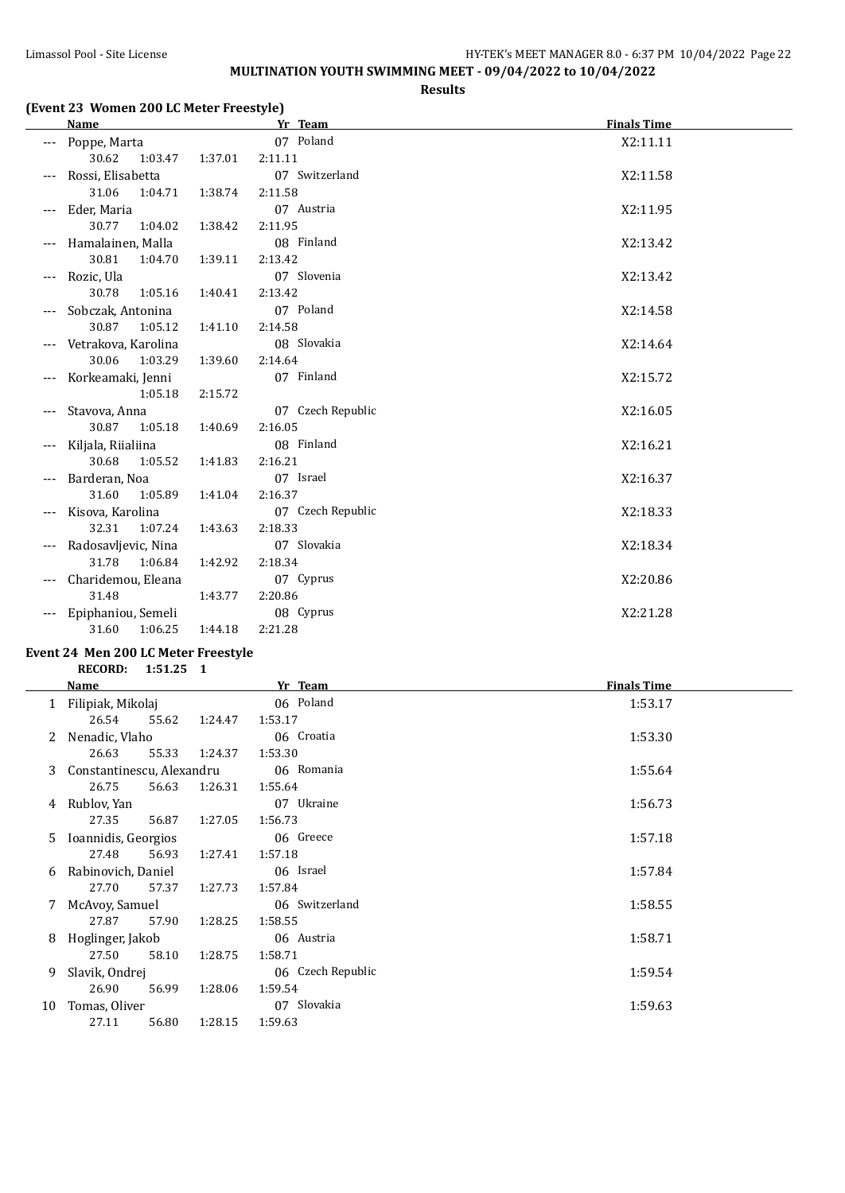# MULTINATION YOUTH SWIMMING MEET - 09/04/2022 to 10/04/2022

## Results

### (Event 23 Women 200 LC Meter Freestyle)

| | Name | Yr | Team | Finals Time |
|---|---|---|---|---|
| --- | Poppe, Marta | 07 | Poland | X2:11.11 |
| | 30.62  1:03.47  1:37.01  2:11.11 | | | |
| --- | Rossi, Elisabetta | 07 | Switzerland | X2:11.58 |
| | 31.06  1:04.71  1:38.74  2:11.58 | | | |
| --- | Eder, Maria | 07 | Austria | X2:11.95 |
| | 30.77  1:04.02  1:38.42  2:11.95 | | | |
| --- | Hamalainen, Malla | 08 | Finland | X2:13.42 |
| | 30.81  1:04.70  1:39.11  2:13.42 | | | |
| --- | Rozic, Ula | 07 | Slovenia | X2:13.42 |
| | 30.78  1:05.16  1:40.41  2:13.42 | | | |
| --- | Sobczak, Antonina | 07 | Poland | X2:14.58 |
| | 30.87  1:05.12  1:41.10  2:14.58 | | | |
| --- | Vetrakova, Karolina | 08 | Slovakia | X2:14.64 |
| | 30.06  1:03.29  1:39.60  2:14.64 | | | |
| --- | Korkeamaki, Jenni | 07 | Finland | X2:15.72 |
| | 1:05.18  2:15.72 | | | |
| --- | Stavova, Anna | 07 | Czech Republic | X2:16.05 |
| | 30.87  1:05.18  1:40.69  2:16.05 | | | |
| --- | Kiljala, Riialiina | 08 | Finland | X2:16.21 |
| | 30.68  1:05.52  1:41.83  2:16.21 | | | |
| --- | Barderan, Noa | 07 | Israel | X2:16.37 |
| | 31.60  1:05.89  1:41.04  2:16.37 | | | |
| --- | Kisova, Karolina | 07 | Czech Republic | X2:18.33 |
| | 32.31  1:07.24  1:43.63  2:18.33 | | | |
| --- | Radosavljevic, Nina | 07 | Slovakia | X2:18.34 |
| | 31.78  1:06.84  1:42.92  2:18.34 | | | |
| --- | Charidemou, Eleana | 07 | Cyprus | X2:20.86 |
| | 31.48  1:43.77  2:20.86 | | | |
| --- | Epiphaniou, Semeli | 08 | Cyprus | X2:21.28 |
| | 31.60  1:06.25  1:44.18  2:21.28 | | | |

### Event 24 Men 200 LC Meter Freestyle

**RECORD: 1:51.25 1**

| | Name | Yr | Team | Finals Time |
|---|---|---|---|---|
| 1 | Filipiak, Mikolaj | 06 | Poland | 1:53.17 |
| | 26.54  55.62  1:24.47  1:53.17 | | | |
| 2 | Nenadic, Vlaho | 06 | Croatia | 1:53.30 |
| | 26.63  55.33  1:24.37  1:53.30 | | | |
| 3 | Constantinescu, Alexandru | 06 | Romania | 1:55.64 |
| | 26.75  56.63  1:26.31  1:55.64 | | | |
| 4 | Rublov, Yan | 07 | Ukraine | 1:56.73 |
| | 27.35  56.87  1:27.05  1:56.73 | | | |
| 5 | Ioannidis, Georgios | 06 | Greece | 1:57.18 |
| | 27.48  56.93  1:27.41  1:57.18 | | | |
| 6 | Rabinovich, Daniel | 06 | Israel | 1:57.84 |
| | 27.70  57.37  1:27.73  1:57.84 | | | |
| 7 | McAvoy, Samuel | 06 | Switzerland | 1:58.55 |
| | 27.87  57.90  1:28.25  1:58.55 | | | |
| 8 | Hoglinger, Jakob | 06 | Austria | 1:58.71 |
| | 27.50  58.10  1:28.75  1:58.71 | | | |
| 9 | Slavik, Ondrej | 06 | Czech Republic | 1:59.54 |
| | 26.90  56.99  1:28.06  1:59.54 | | | |
| 10 | Tomas, Oliver | 07 | Slovakia | 1:59.63 |
| | 27.11  56.80  1:28.15  1:59.63 | | | |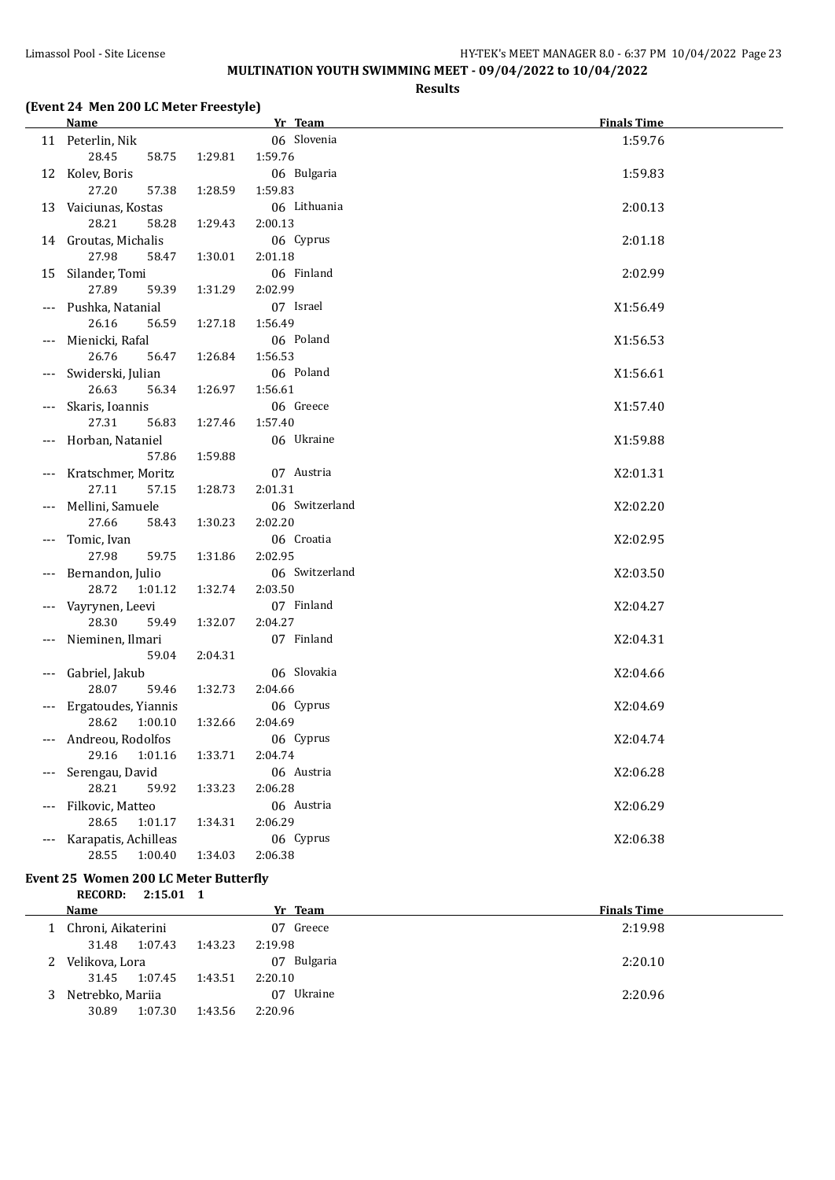## MULTINATION YOUTH SWIMMING MEET - 09/04/2022 to 10/04/2022

**Results**

### (Event 24 Men 200 LC Meter Freestyle)

| | Name | Yr | Team | Finals Time |
|---|---|---|---|---|
| 11 | Peterlin, Nik | 06 | Slovenia | 1:59.76 |
| | 28.45 58.75 1:29.81 1:59.76 | | | |
| 12 | Kolev, Boris | 06 | Bulgaria | 1:59.83 |
| | 27.20 57.38 1:28.59 1:59.83 | | | |
| 13 | Vaiciunas, Kostas | 06 | Lithuania | 2:00.13 |
| | 28.21 58.28 1:29.43 2:00.13 | | | |
| 14 | Groutas, Michalis | 06 | Cyprus | 2:01.18 |
| | 27.98 58.47 1:30.01 2:01.18 | | | |
| 15 | Silander, Tomi | 06 | Finland | 2:02.99 |
| | 27.89 59.39 1:31.29 2:02.99 | | | |
| --- | Pushka, Natanial | 07 | Israel | X1:56.49 |
| | 26.16 56.59 1:27.18 1:56.49 | | | |
| --- | Mienicki, Rafal | 06 | Poland | X1:56.53 |
| | 26.76 56.47 1:26.84 1:56.53 | | | |
| --- | Swiderski, Julian | 06 | Poland | X1:56.61 |
| | 26.63 56.34 1:26.97 1:56.61 | | | |
| --- | Skaris, Ioannis | 06 | Greece | X1:57.40 |
| | 27.31 56.83 1:27.46 1:57.40 | | | |
| --- | Horban, Nataniel | 06 | Ukraine | X1:59.88 |
| | 57.86 1:59.88 | | | |
| --- | Kratschmer, Moritz | 07 | Austria | X2:01.31 |
| | 27.11 57.15 1:28.73 2:01.31 | | | |
| --- | Mellini, Samuele | 06 | Switzerland | X2:02.20 |
| | 27.66 58.43 1:30.23 2:02.20 | | | |
| --- | Tomic, Ivan | 06 | Croatia | X2:02.95 |
| | 27.98 59.75 1:31.86 2:02.95 | | | |
| --- | Bernandon, Julio | 06 | Switzerland | X2:03.50 |
| | 28.72 1:01.12 1:32.74 2:03.50 | | | |
| --- | Vayrynen, Leevi | 07 | Finland | X2:04.27 |
| | 28.30 59.49 1:32.07 2:04.27 | | | |
| --- | Nieminen, Ilmari | 07 | Finland | X2:04.31 |
| | 59.04 2:04.31 | | | |
| --- | Gabriel, Jakub | 06 | Slovakia | X2:04.66 |
| | 28.07 59.46 1:32.73 2:04.66 | | | |
| --- | Ergatoudes, Yiannis | 06 | Cyprus | X2:04.69 |
| | 28.62 1:00.10 1:32.66 2:04.69 | | | |
| --- | Andreou, Rodolfos | 06 | Cyprus | X2:04.74 |
| | 29.16 1:01.16 1:33.71 2:04.74 | | | |
| --- | Serengau, David | 06 | Austria | X2:06.28 |
| | 28.21 59.92 1:33.23 2:06.28 | | | |
| --- | Filkovic, Matteo | 06 | Austria | X2:06.29 |
| | 28.65 1:01.17 1:34.31 2:06.29 | | | |
| --- | Karapatis, Achilleas | 06 | Cyprus | X2:06.38 |
| | 28.55 1:00.40 1:34.03 2:06.38 | | | |

### Event 25 Women 200 LC Meter Butterfly

**RECORD: 2:15.01 1**

| | Name | Yr | Team | Finals Time |
|---|---|---|---|---|
| 1 | Chroni, Aikaterini | 07 | Greece | 2:19.98 |
| | 31.48 1:07.43 1:43.23 2:19.98 | | | |
| 2 | Velikova, Lora | 07 | Bulgaria | 2:20.10 |
| | 31.45 1:07.45 1:43.51 2:20.10 | | | |
| 3 | Netrebko, Mariia | 07 | Ukraine | 2:20.96 |
| | 30.89 1:07.30 1:43.56 2:20.96 | | | |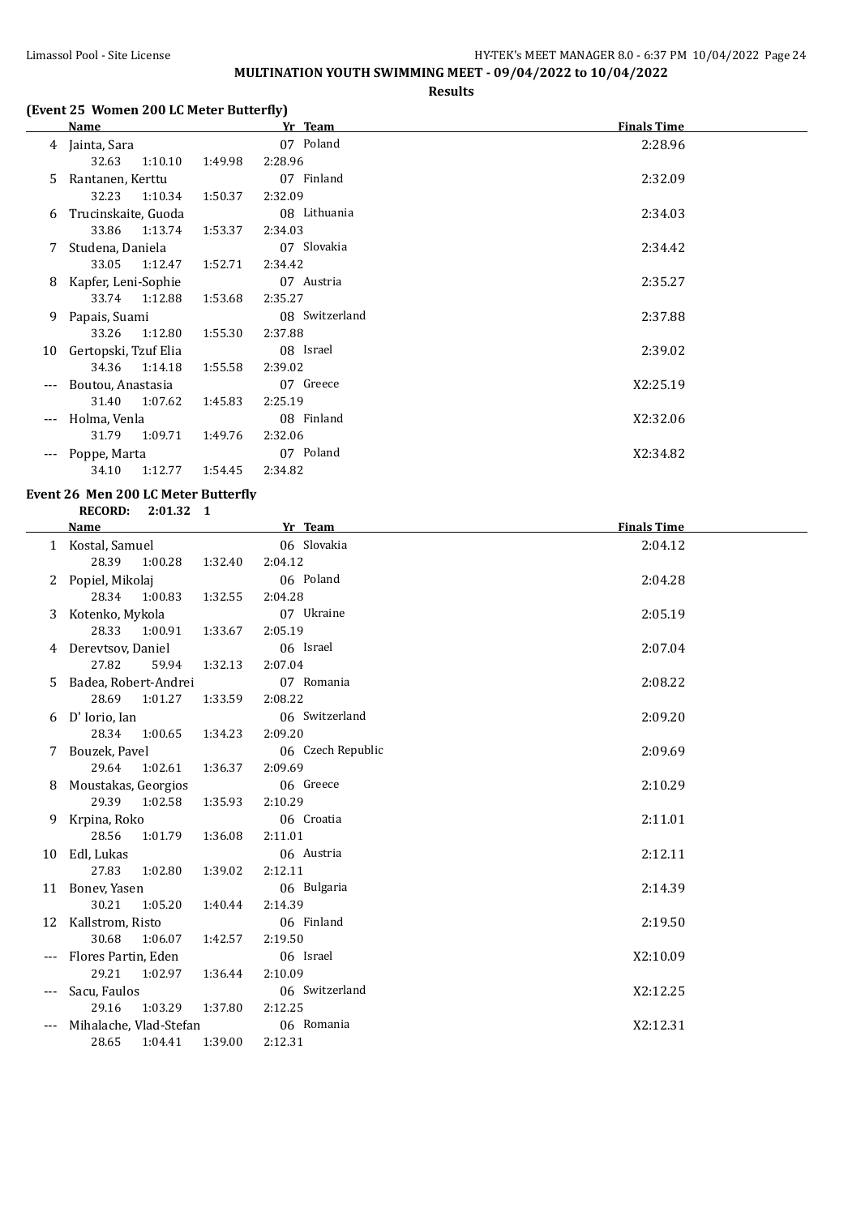# MULTINATION YOUTH SWIMMING MEET - 09/04/2022 to 10/04/2022

**Results**

### (Event 25 Women 200 LC Meter Butterfly)

| | Name | Yr | Team | Finals Time |
|---|---|---|---|---|
| 4 | Jainta, Sara | 07 | Poland | 2:28.96 |
| | 32.63 1:10.10 1:49.98 2:28.96 | | | |
| 5 | Rantanen, Kerttu | 07 | Finland | 2:32.09 |
| | 32.23 1:10.34 1:50.37 2:32.09 | | | |
| 6 | Trucinskaite, Guoda | 08 | Lithuania | 2:34.03 |
| | 33.86 1:13.74 1:53.37 2:34.03 | | | |
| 7 | Studena, Daniela | 07 | Slovakia | 2:34.42 |
| | 33.05 1:12.47 1:52.71 2:34.42 | | | |
| 8 | Kapfer, Leni-Sophie | 07 | Austria | 2:35.27 |
| | 33.74 1:12.88 1:53.68 2:35.27 | | | |
| 9 | Papais, Suami | 08 | Switzerland | 2:37.88 |
| | 33.26 1:12.80 1:55.30 2:37.88 | | | |
| 10 | Gertopski, Tzuf Elia | 08 | Israel | 2:39.02 |
| | 34.36 1:14.18 1:55.58 2:39.02 | | | |
| --- | Boutou, Anastasia | 07 | Greece | X2:25.19 |
| | 31.40 1:07.62 1:45.83 2:25.19 | | | |
| --- | Holma, Venla | 08 | Finland | X2:32.06 |
| | 31.79 1:09.71 1:49.76 2:32.06 | | | |
| --- | Poppe, Marta | 07 | Poland | X2:34.82 |
| | 34.10 1:12.77 1:54.45 2:34.82 | | | |

### Event 26 Men 200 LC Meter Butterfly

**RECORD: 2:01.32 1**

| | Name | Yr | Team | Finals Time |
|---|---|---|---|---|
| 1 | Kostal, Samuel | 06 | Slovakia | 2:04.12 |
| | 28.39 1:00.28 1:32.40 2:04.12 | | | |
| 2 | Popiel, Mikolaj | 06 | Poland | 2:04.28 |
| | 28.34 1:00.83 1:32.55 2:04.28 | | | |
| 3 | Kotenko, Mykola | 07 | Ukraine | 2:05.19 |
| | 28.33 1:00.91 1:33.67 2:05.19 | | | |
| 4 | Derevtsov, Daniel | 06 | Israel | 2:07.04 |
| | 27.82 59.94 1:32.13 2:07.04 | | | |
| 5 | Badea, Robert-Andrei | 07 | Romania | 2:08.22 |
| | 28.69 1:01.27 1:33.59 2:08.22 | | | |
| 6 | D' Iorio, Ian | 06 | Switzerland | 2:09.20 |
| | 28.34 1:00.65 1:34.23 2:09.20 | | | |
| 7 | Bouzek, Pavel | 06 | Czech Republic | 2:09.69 |
| | 29.64 1:02.61 1:36.37 2:09.69 | | | |
| 8 | Moustakas, Georgios | 06 | Greece | 2:10.29 |
| | 29.39 1:02.58 1:35.93 2:10.29 | | | |
| 9 | Krpina, Roko | 06 | Croatia | 2:11.01 |
| | 28.56 1:01.79 1:36.08 2:11.01 | | | |
| 10 | Edl, Lukas | 06 | Austria | 2:12.11 |
| | 27.83 1:02.80 1:39.02 2:12.11 | | | |
| 11 | Bonev, Yasen | 06 | Bulgaria | 2:14.39 |
| | 30.21 1:05.20 1:40.44 2:14.39 | | | |
| 12 | Kallstrom, Risto | 06 | Finland | 2:19.50 |
| | 30.68 1:06.07 1:42.57 2:19.50 | | | |
| --- | Flores Partin, Eden | 06 | Israel | X2:10.09 |
| | 29.21 1:02.97 1:36.44 2:10.09 | | | |
| --- | Sacu, Faulos | 06 | Switzerland | X2:12.25 |
| | 29.16 1:03.29 1:37.80 2:12.25 | | | |
| --- | Mihalache, Vlad-Stefan | 06 | Romania | X2:12.31 |
| | 28.65 1:04.41 1:39.00 2:12.31 | | | |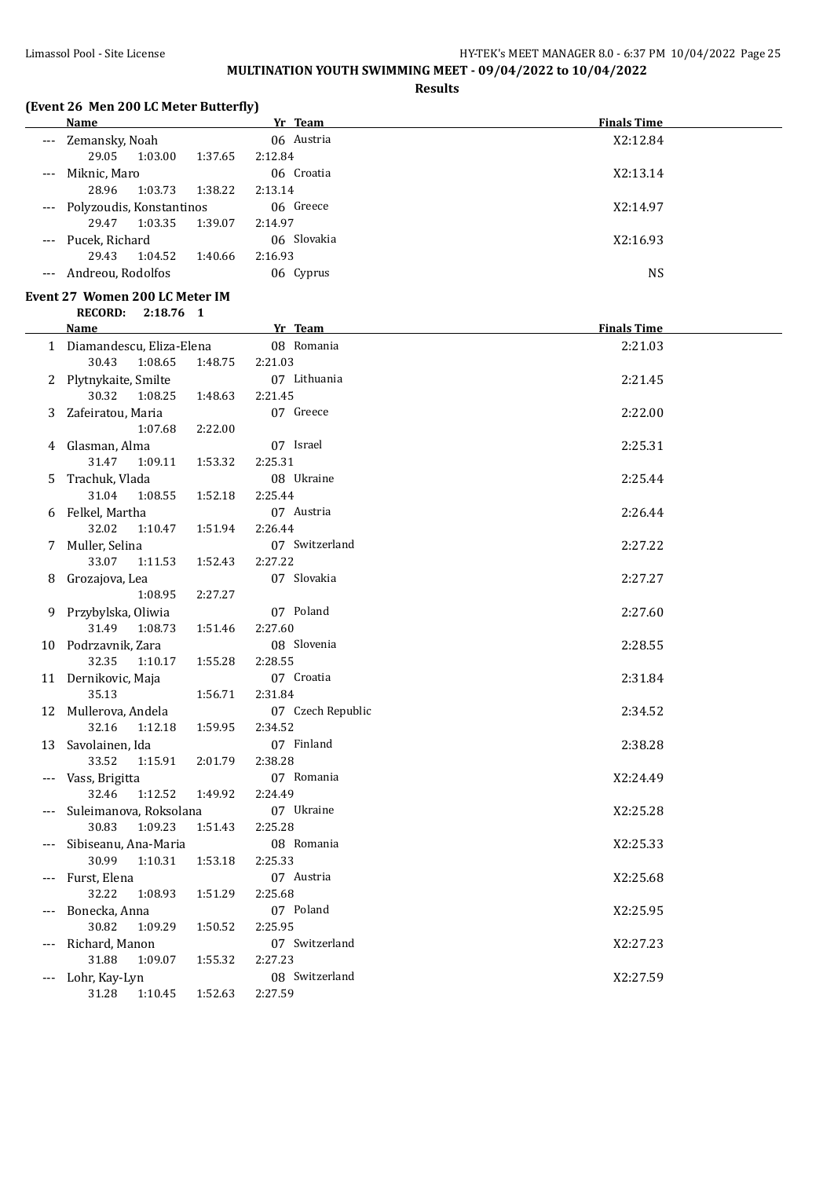**MULTINATION YOUTH SWIMMING MEET - 09/04/2022 to 10/04/2022**

**Results**

## (Event 26 Men 200 LC Meter Butterfly)

| | Name | Yr | Team | Finals Time |
|---|---|---|---|---|
| --- | Zemansky, Noah | 06 | Austria | X2:12.84 |
| | 29.05 1:03.00 1:37.65 2:12.84 | | | |
| --- | Miknic, Maro | 06 | Croatia | X2:13.14 |
| | 28.96 1:03.73 1:38.22 2:13.14 | | | |
| --- | Polyzoudis, Konstantinos | 06 | Greece | X2:14.97 |
| | 29.47 1:03.35 1:39.07 2:14.97 | | | |
| --- | Pucek, Richard | 06 | Slovakia | X2:16.93 |
| | 29.43 1:04.52 1:40.66 2:16.93 | | | |
| --- | Andreou, Rodolfos | 06 | Cyprus | NS |

## Event 27 Women 200 LC Meter IM

**RECORD: 2:18.76 1**

| | Name | Yr | Team | Finals Time |
|---|---|---|---|---|
| 1 | Diamandescu, Eliza-Elena | 08 | Romania | 2:21.03 |
| | 30.43 1:08.65 1:48.75 2:21.03 | | | |
| 2 | Plytnykaite, Smilte | 07 | Lithuania | 2:21.45 |
| | 30.32 1:08.25 1:48.63 2:21.45 | | | |
| 3 | Zafeiratou, Maria | 07 | Greece | 2:22.00 |
| | 1:07.68 2:22.00 | | | |
| 4 | Glasman, Alma | 07 | Israel | 2:25.31 |
| | 31.47 1:09.11 1:53.32 2:25.31 | | | |
| 5 | Trachuk, Vlada | 08 | Ukraine | 2:25.44 |
| | 31.04 1:08.55 1:52.18 2:25.44 | | | |
| 6 | Felkel, Martha | 07 | Austria | 2:26.44 |
| | 32.02 1:10.47 1:51.94 2:26.44 | | | |
| 7 | Muller, Selina | 07 | Switzerland | 2:27.22 |
| | 33.07 1:11.53 1:52.43 2:27.22 | | | |
| 8 | Grozajova, Lea | 07 | Slovakia | 2:27.27 |
| | 1:08.95 2:27.27 | | | |
| 9 | Przybylska, Oliwia | 07 | Poland | 2:27.60 |
| | 31.49 1:08.73 1:51.46 2:27.60 | | | |
| 10 | Podrzavnik, Zara | 08 | Slovenia | 2:28.55 |
| | 32.35 1:10.17 1:55.28 2:28.55 | | | |
| 11 | Dernikovic, Maja | 07 | Croatia | 2:31.84 |
| | 35.13 1:56.71 2:31.84 | | | |
| 12 | Mullerova, Andela | 07 | Czech Republic | 2:34.52 |
| | 32.16 1:12.18 1:59.95 2:34.52 | | | |
| 13 | Savolainen, Ida | 07 | Finland | 2:38.28 |
| | 33.52 1:15.91 2:01.79 2:38.28 | | | |
| --- | Vass, Brigitta | 07 | Romania | X2:24.49 |
| | 32.46 1:12.52 1:49.92 2:24.49 | | | |
| --- | Suleimanova, Roksolana | 07 | Ukraine | X2:25.28 |
| | 30.83 1:09.23 1:51.43 2:25.28 | | | |
| --- | Sibiseanu, Ana-Maria | 08 | Romania | X2:25.33 |
| | 30.99 1:10.31 1:53.18 2:25.33 | | | |
| --- | Furst, Elena | 07 | Austria | X2:25.68 |
| | 32.22 1:08.93 1:51.29 2:25.68 | | | |
| --- | Bonecka, Anna | 07 | Poland | X2:25.95 |
| | 30.82 1:09.29 1:50.52 2:25.95 | | | |
| --- | Richard, Manon | 07 | Switzerland | X2:27.23 |
| | 31.88 1:09.07 1:55.32 2:27.23 | | | |
| --- | Lohr, Kay-Lyn | 08 | Switzerland | X2:27.59 |
| | 31.28 1:10.45 1:52.63 2:27.59 | | | |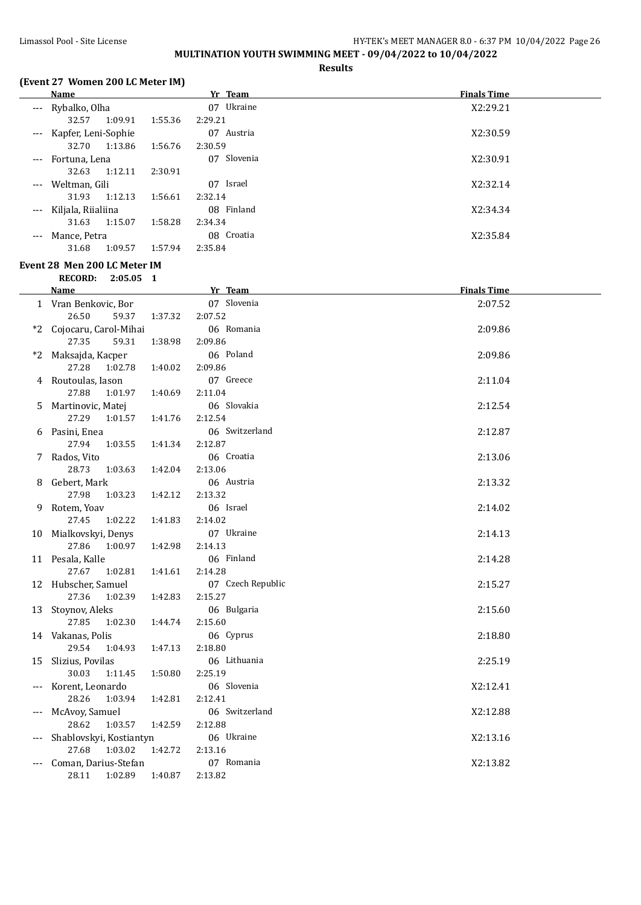**MULTINATION YOUTH SWIMMING MEET - 09/04/2022 to 10/04/2022**

**Results**

### (Event 27 Women 200 LC Meter IM)

| | Name | Yr | Team | Finals Time |
|---|---|---|---|---|
| --- | Rybalko, Olha | 07 | Ukraine | X2:29.21 |
| | 32.57 1:09.91 1:55.36 2:29.21 | | | |
| --- | Kapfer, Leni-Sophie | 07 | Austria | X2:30.59 |
| | 32.70 1:13.86 1:56.76 2:30.59 | | | |
| --- | Fortuna, Lena | 07 | Slovenia | X2:30.91 |
| | 32.63 1:12.11 2:30.91 | | | |
| --- | Weltman, Gili | 07 | Israel | X2:32.14 |
| | 31.93 1:12.13 1:56.61 2:32.14 | | | |
| --- | Kiljala, Riialiina | 08 | Finland | X2:34.34 |
| | 31.63 1:15.07 1:58.28 2:34.34 | | | |
| --- | Mance, Petra | 08 | Croatia | X2:35.84 |
| | 31.68 1:09.57 1:57.94 2:35.84 | | | |

### Event 28 Men 200 LC Meter IM

**RECORD: 2:05.05 1**

| | Name | Yr | Team | Finals Time |
|---|---|---|---|---|
| 1 | Vran Benkovic, Bor | 07 | Slovenia | 2:07.52 |
| | 26.50 59.37 1:37.32 2:07.52 | | | |
| *2 | Cojocaru, Carol-Mihai | 06 | Romania | 2:09.86 |
| | 27.35 59.31 1:38.98 2:09.86 | | | |
| *2 | Maksajda, Kacper | 06 | Poland | 2:09.86 |
| | 27.28 1:02.78 1:40.02 2:09.86 | | | |
| 4 | Routoulas, Iason | 07 | Greece | 2:11.04 |
| | 27.88 1:01.97 1:40.69 2:11.04 | | | |
| 5 | Martinovic, Matej | 06 | Slovakia | 2:12.54 |
| | 27.29 1:01.57 1:41.76 2:12.54 | | | |
| 6 | Pasini, Enea | 06 | Switzerland | 2:12.87 |
| | 27.94 1:03.55 1:41.34 2:12.87 | | | |
| 7 | Rados, Vito | 06 | Croatia | 2:13.06 |
| | 28.73 1:03.63 1:42.04 2:13.06 | | | |
| 8 | Gebert, Mark | 06 | Austria | 2:13.32 |
| | 27.98 1:03.23 1:42.12 2:13.32 | | | |
| 9 | Rotem, Yoav | 06 | Israel | 2:14.02 |
| | 27.45 1:02.22 1:41.83 2:14.02 | | | |
| 10 | Mialkovskyi, Denys | 07 | Ukraine | 2:14.13 |
| | 27.86 1:00.97 1:42.98 2:14.13 | | | |
| 11 | Pesala, Kalle | 06 | Finland | 2:14.28 |
| | 27.67 1:02.81 1:41.61 2:14.28 | | | |
| 12 | Hubscher, Samuel | 07 | Czech Republic | 2:15.27 |
| | 27.36 1:02.39 1:42.83 2:15.27 | | | |
| 13 | Stoynov, Aleks | 06 | Bulgaria | 2:15.60 |
| | 27.85 1:02.30 1:44.74 2:15.60 | | | |
| 14 | Vakanas, Polis | 06 | Cyprus | 2:18.80 |
| | 29.54 1:04.93 1:47.13 2:18.80 | | | |
| 15 | Slizius, Povilas | 06 | Lithuania | 2:25.19 |
| | 30.03 1:11.45 1:50.80 2:25.19 | | | |
| --- | Korent, Leonardo | 06 | Slovenia | X2:12.41 |
| | 28.26 1:03.94 1:42.81 2:12.41 | | | |
| --- | McAvoy, Samuel | 06 | Switzerland | X2:12.88 |
| | 28.62 1:03.57 1:42.59 2:12.88 | | | |
| --- | Shablovskyi, Kostiantyn | 06 | Ukraine | X2:13.16 |
| | 27.68 1:03.02 1:42.72 2:13.16 | | | |
| --- | Coman, Darius-Stefan | 07 | Romania | X2:13.82 |
| | 28.11 1:02.89 1:40.87 2:13.82 | | | |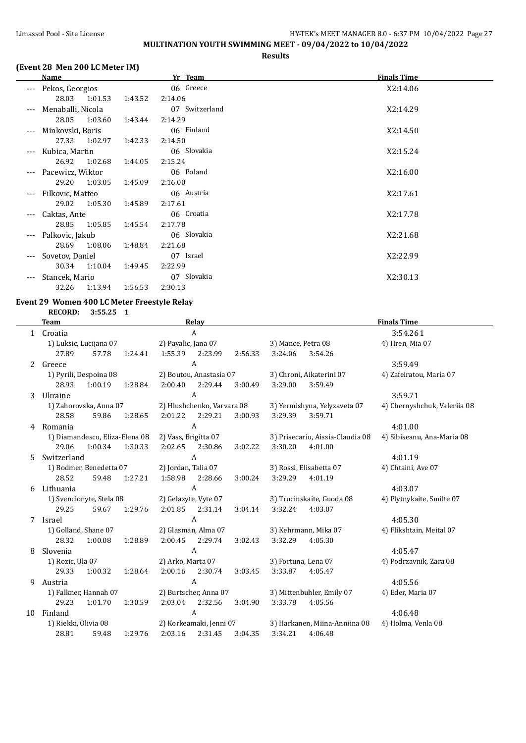**MULTINATION YOUTH SWIMMING MEET - 09/04/2022 to 10/04/2022**

**Results**

### (Event 28 Men 200 LC Meter IM)

| | Name | Yr | Team | Finals Time |
|---|---|---|---|---|
| --- | Pekos, Georgios | 06 | Greece | X2:14.06 |
| | 28.03 1:01.53 1:43.52 2:14.06 | | | |
| --- | Menaballi, Nicola | 07 | Switzerland | X2:14.29 |
| | 28.05 1:03.60 1:43.44 2:14.29 | | | |
| --- | Minkovski, Boris | 06 | Finland | X2:14.50 |
| | 27.33 1:02.97 1:42.33 2:14.50 | | | |
| --- | Kubica, Martin | 06 | Slovakia | X2:15.24 |
| | 26.92 1:02.68 1:44.05 2:15.24 | | | |
| --- | Pacewicz, Wiktor | 06 | Poland | X2:16.00 |
| | 29.20 1:03.05 1:45.09 2:16.00 | | | |
| --- | Filkovic, Matteo | 06 | Austria | X2:17.61 |
| | 29.02 1:05.30 1:45.89 2:17.61 | | | |
| --- | Caktas, Ante | 06 | Croatia | X2:17.78 |
| | 28.85 1:05.85 1:45.54 2:17.78 | | | |
| --- | Palkovic, Jakub | 06 | Slovakia | X2:21.68 |
| | 28.69 1:08.06 1:48.84 2:21.68 | | | |
| --- | Sovetov, Daniel | 07 | Israel | X2:22.99 |
| | 30.34 1:10.04 1:49.45 2:22.99 | | | |
| --- | Stancek, Mario | 07 | Slovakia | X2:30.13 |
| | 32.26 1:13.94 1:56.53 2:30.13 | | | |

### Event 29 Women 400 LC Meter Freestyle Relay

**RECORD: 3:55.25 1**

| | Team | Relay | | | Finals Time |
|---|---|---|---|---|---|
| 1 | Croatia | A | | | 3:54.261 |
| | 1) Luksic, Lucijana 07 | 2) Pavalic, Jana 07 | 3) Mance, Petra 08 | 4) Hren, Mia 07 | |
| | 27.89 57.78 1:24.41 | 1:55.39 2:23.99 2:56.33 | 3:24.06 3:54.26 | | |
| 2 | Greece | A | | | 3:59.49 |
| | 1) Pyrili, Despoina 08 | 2) Boutou, Anastasia 07 | 3) Chroni, Aikaterini 07 | 4) Zafeiratou, Maria 07 | |
| | 28.93 1:00.19 1:28.84 | 2:00.40 2:29.44 3:00.49 | 3:29.00 3:59.49 | | |
| 3 | Ukraine | A | | | 3:59.71 |
| | 1) Zahorovska, Anna 07 | 2) Hlushchenko, Varvara 08 | 3) Yermishyna, Yelyzaveta 07 | 4) Chernyshchuk, Valeriia 08 | |
| | 28.58 59.86 1:28.65 | 2:01.22 2:29.21 3:00.93 | 3:29.39 3:59.71 | | |
| 4 | Romania | A | | | 4:01.00 |
| | 1) Diamandescu, Eliza-Elena 08 | 2) Vass, Brigitta 07 | 3) Prisecariu, Aissia-Claudia 08 | 4) Sibiseanu, Ana-Maria 08 | |
| | 29.06 1:00.34 1:30.33 | 2:02.65 2:30.86 3:02.22 | 3:30.20 4:01.00 | | |
| 5 | Switzerland | A | | | 4:01.19 |
| | 1) Bodmer, Benedetta 07 | 2) Jordan, Talia 07 | 3) Rossi, Elisabetta 07 | 4) Chtaini, Ave 07 | |
| | 28.52 59.48 1:27.21 | 1:58.98 2:28.66 3:00.24 | 3:29.29 4:01.19 | | |
| 6 | Lithuania | A | | | 4:03.07 |
| | 1) Svencionyte, Stela 08 | 2) Gelazyte, Vyte 07 | 3) Trucinskaite, Guoda 08 | 4) Plytnykaite, Smilte 07 | |
| | 29.25 59.67 1:29.76 | 2:01.85 2:31.14 3:04.14 | 3:32.24 4:03.07 | | |
| 7 | Israel | A | | | 4:05.30 |
| | 1) Golland, Shane 07 | 2) Glasman, Alma 07 | 3) Kehrmann, Mika 07 | 4) Flikshtain, Meital 07 | |
| | 28.32 1:00.08 1:28.89 | 2:00.45 2:29.74 3:02.43 | 3:32.29 4:05.30 | | |
| 8 | Slovenia | A | | | 4:05.47 |
| | 1) Rozic, Ula 07 | 2) Arko, Marta 07 | 3) Fortuna, Lena 07 | 4) Podrzavnik, Zara 08 | |
| | 29.33 1:00.32 1:28.64 | 2:00.16 2:30.74 3:03.45 | 3:33.87 4:05.47 | | |
| 9 | Austria | A | | | 4:05.56 |
| | 1) Falkner, Hannah 07 | 2) Burtscher, Anna 07 | 3) Mittenbuhler, Emily 07 | 4) Eder, Maria 07 | |
| | 29.23 1:01.70 1:30.59 | 2:03.04 2:32.56 3:04.90 | 3:33.78 4:05.56 | | |
| 10 | Finland | A | | | 4:06.48 |
| | 1) Riekki, Olivia 08 | 2) Korkeamaki, Jenni 07 | 3) Harkanen, Miina-Anniina 08 | 4) Holma, Venla 08 | |
| | 28.81 59.48 1:29.76 | 2:03.16 2:31.45 3:04.35 | 3:34.21 4:06.48 | | |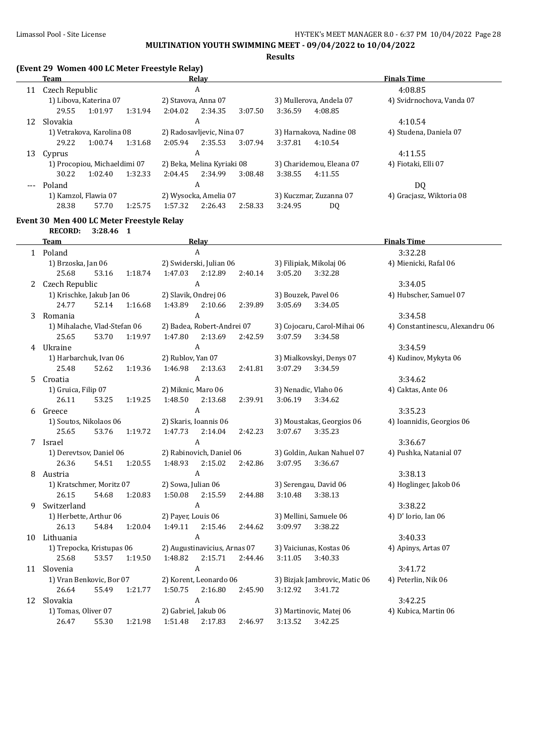**MULTINATION YOUTH SWIMMING MEET - 09/04/2022 to 10/04/2022**

**Results**

### (Event 29 Women 400 LC Meter Freestyle Relay)

| | Team | Relay | | Finals Time |
|---|---|---|---|---|
| 11 | Czech Republic | A | | 4:08.85 |
| | 1) Libova, Katerina 07 | 2) Stavova, Anna 07 | 3) Mullerova, Andela 07 | 4) Svidrnochova, Vanda 07 |
| | 29.55 1:01.97 1:31.94 | 2:04.02 2:34.35 3:07.50 | 3:36.59 4:08.85 | |
| 12 | Slovakia | A | | 4:10.54 |
| | 1) Vetrakova, Karolina 08 | 2) Radosavljevic, Nina 07 | 3) Harnakova, Nadine 08 | 4) Studena, Daniela 07 |
| | 29.22 1:00.74 1:31.68 | 2:05.94 2:35.53 3:07.94 | 3:37.81 4:10.54 | |
| 13 | Cyprus | A | | 4:11.55 |
| | 1) Procopiou, Michaeldimi 07 | 2) Beka, Melina Kyriaki 08 | 3) Charidemou, Eleana 07 | 4) Fiotaki, Elli 07 |
| | 30.22 1:02.40 1:32.33 | 2:04.45 2:34.99 3:08.48 | 3:38.55 4:11.55 | |
| --- | Poland | A | | DQ |
| | 1) Kamzol, Flawia 07 | 2) Wysocka, Amelia 07 | 3) Kuczmar, Zuzanna 07 | 4) Gracjasz, Wiktoria 08 |
| | 28.38 57.70 1:25.75 | 1:57.32 2:26.43 2:58.33 | 3:24.95 DQ | |

### Event 30 Men 400 LC Meter Freestyle Relay

**RECORD: 3:28.46 1**

| | Team | Relay | | Finals Time |
|---|---|---|---|---|
| 1 | Poland | A | | 3:32.28 |
| | 1) Brzoska, Jan 06 | 2) Swiderski, Julian 06 | 3) Filipiak, Mikolaj 06 | 4) Mienicki, Rafal 06 |
| | 25.68 53.16 1:18.74 | 1:47.03 2:12.89 2:40.14 | 3:05.20 3:32.28 | |
| 2 | Czech Republic | A | | 3:34.05 |
| | 1) Krischke, Jakub Jan 06 | 2) Slavik, Ondrej 06 | 3) Bouzek, Pavel 06 | 4) Hubscher, Samuel 07 |
| | 24.77 52.14 1:16.68 | 1:43.89 2:10.66 2:39.89 | 3:05.69 3:34.05 | |
| 3 | Romania | A | | 3:34.58 |
| | 1) Mihalache, Vlad-Stefan 06 | 2) Badea, Robert-Andrei 07 | 3) Cojocaru, Carol-Mihai 06 | 4) Constantinescu, Alexandru 06 |
| | 25.65 53.70 1:19.97 | 1:47.80 2:13.69 2:42.59 | 3:07.59 3:34.58 | |
| 4 | Ukraine | A | | 3:34.59 |
| | 1) Harbarchuk, Ivan 06 | 2) Rublov, Yan 07 | 3) Mialkovskyi, Denys 07 | 4) Kudinov, Mykyta 06 |
| | 25.48 52.62 1:19.36 | 1:46.98 2:13.63 2:41.81 | 3:07.29 3:34.59 | |
| 5 | Croatia | A | | 3:34.62 |
| | 1) Gruica, Filip 07 | 2) Miknic, Maro 06 | 3) Nenadic, Vlaho 06 | 4) Caktas, Ante 06 |
| | 26.11 53.25 1:19.25 | 1:48.50 2:13.68 2:39.91 | 3:06.19 3:34.62 | |
| 6 | Greece | A | | 3:35.23 |
| | 1) Soutos, Nikolaos 06 | 2) Skaris, Ioannis 06 | 3) Moustakas, Georgios 06 | 4) Ioannidis, Georgios 06 |
| | 25.65 53.76 1:19.72 | 1:47.73 2:14.04 2:42.23 | 3:07.67 3:35.23 | |
| 7 | Israel | A | | 3:36.67 |
| | 1) Derevtsov, Daniel 06 | 2) Rabinovich, Daniel 06 | 3) Goldin, Aukan Nahuel 07 | 4) Pushka, Natanial 07 |
| | 26.36 54.51 1:20.55 | 1:48.93 2:15.02 2:42.86 | 3:07.95 3:36.67 | |
| 8 | Austria | A | | 3:38.13 |
| | 1) Kratschmer, Moritz 07 | 2) Sowa, Julian 06 | 3) Serengau, David 06 | 4) Hoglinger, Jakob 06 |
| | 26.15 54.68 1:20.83 | 1:50.08 2:15.59 2:44.88 | 3:10.48 3:38.13 | |
| 9 | Switzerland | A | | 3:38.22 |
| | 1) Herbette, Arthur 06 | 2) Payer, Louis 06 | 3) Mellini, Samuele 06 | 4) D' Iorio, Ian 06 |
| | 26.13 54.84 1:20.04 | 1:49.11 2:15.46 2:44.62 | 3:09.97 3:38.22 | |
| 10 | Lithuania | A | | 3:40.33 |
| | 1) Trepocka, Kristupas 06 | 2) Augustinavicius, Arnas 07 | 3) Vaiciunas, Kostas 06 | 4) Apinys, Artas 07 |
| | 25.68 53.57 1:19.50 | 1:48.82 2:15.71 2:44.46 | 3:11.05 3:40.33 | |
| 11 | Slovenia | A | | 3:41.72 |
| | 1) Vran Benkovic, Bor 07 | 2) Korent, Leonardo 06 | 3) Bizjak Jambrovic, Matic 06 | 4) Peterlin, Nik 06 |
| | 26.64 55.49 1:21.77 | 1:50.75 2:16.80 2:45.90 | 3:12.92 3:41.72 | |
| 12 | Slovakia | A | | 3:42.25 |
| | 1) Tomas, Oliver 07 | 2) Gabriel, Jakub 06 | 3) Martinovic, Matej 06 | 4) Kubica, Martin 06 |
| | 26.47 55.30 1:21.98 | 1:51.48 2:17.83 2:46.97 | 3:13.52 3:42.25 | |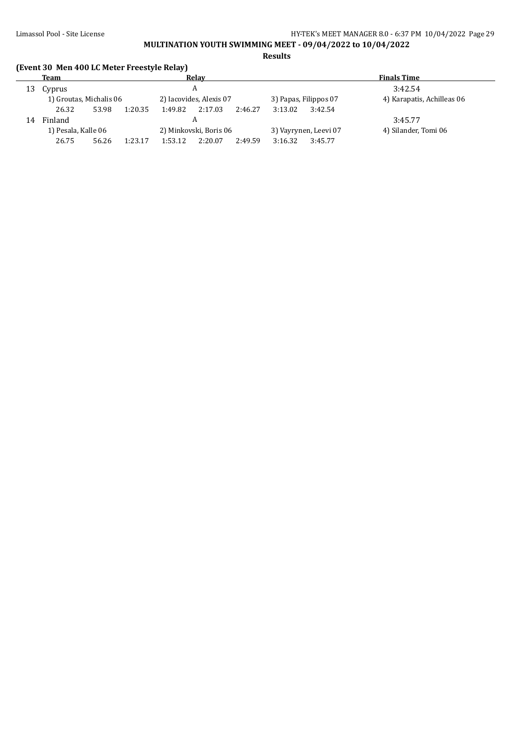## MULTINATION YOUTH SWIMMING MEET - 09/04/2022 to 10/04/2022

### Results

**(Event 30 Men 400 LC Meter Freestyle Relay)**

| | Team | Relay | | Finals Time |
|---|---|---|---|---|
| 13 | Cyprus | A | | 3:42.54 |
| | 1) Groutas, Michalis 06 | 2) Iacovides, Alexis 07 | 3) Papas, Filippos 07 | 4) Karapatis, Achilleas 06 |
| | 26.32 53.98 1:20.35 | 1:49.82 2:17.03 2:46.27 | 3:13.02 3:42.54 | |
| 14 | Finland | A | | 3:45.77 |
| | 1) Pesala, Kalle 06 | 2) Minkovski, Boris 06 | 3) Vayrynen, Leevi 07 | 4) Silander, Tomi 06 |
| | 26.75 56.26 1:23.17 | 1:53.12 2:20.07 2:49.59 | 3:16.32 3:45.77 | |